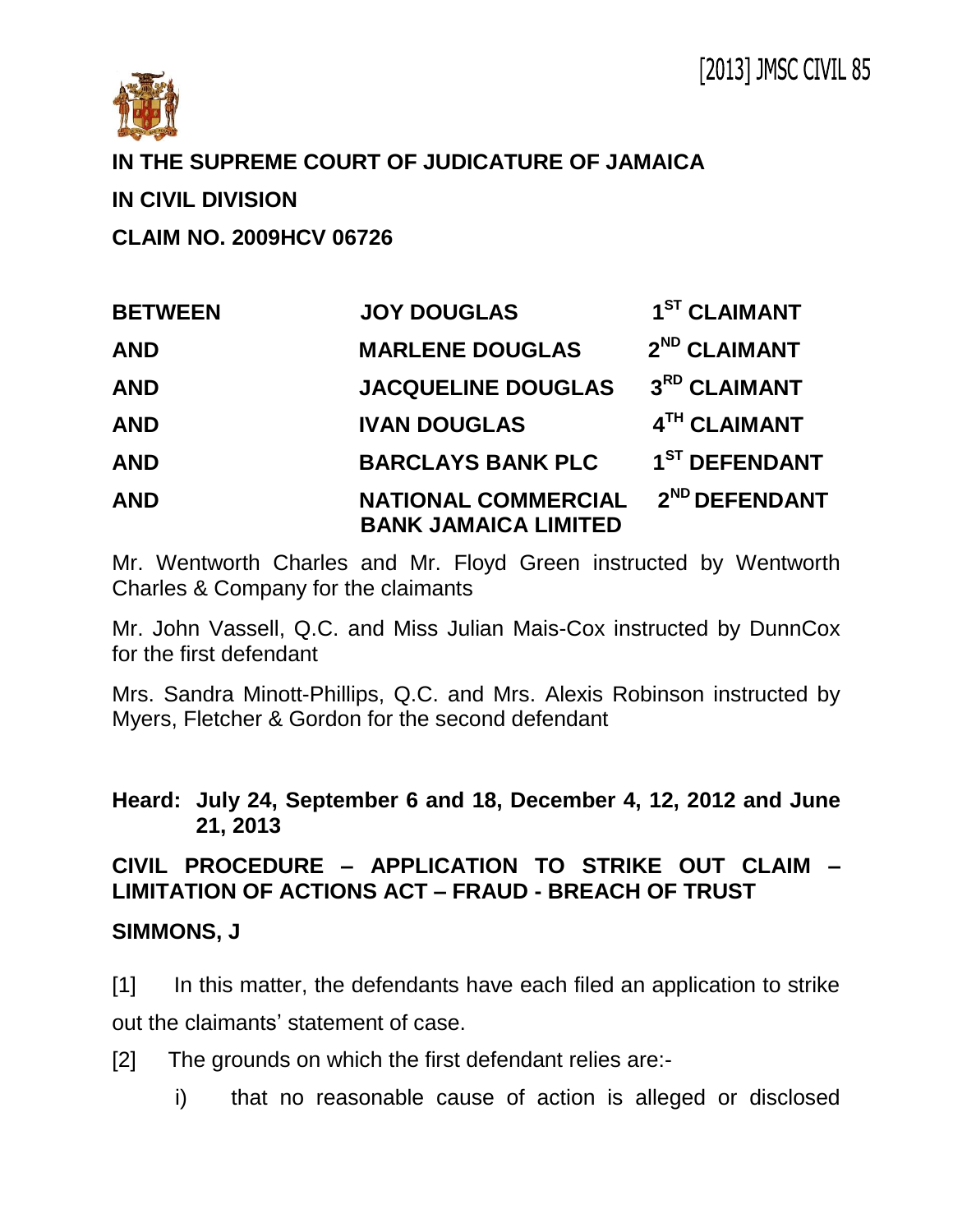[2013] JMSC CIVIL 85

**IN THE SUPREME COURT OF JUDICATURE OF JAMAICA**

**IN CIVIL DIVISION**

**CLAIM NO. 2009HCV 06726**

| | | |
|---|---|---|
| **BETWEEN** | **JOY DOUGLAS** | **1ST CLAIMANT** |
| **AND** | **MARLENE DOUGLAS** | **2ND CLAIMANT** |
| **AND** | **JACQUELINE DOUGLAS** | **3RD CLAIMANT** |
| **AND** | **IVAN DOUGLAS** | **4TH CLAIMANT** |
| **AND** | **BARCLAYS BANK PLC** | **1ST DEFENDANT** |
| **AND** | **NATIONAL COMMERCIAL BANK JAMAICA LIMITED** | **2ND DEFENDANT** |

Mr. Wentworth Charles and Mr. Floyd Green instructed by Wentworth Charles & Company for the claimants

Mr. John Vassell, Q.C. and Miss Julian Mais-Cox instructed by DunnCox for the first defendant

Mrs. Sandra Minott-Phillips, Q.C. and Mrs. Alexis Robinson instructed by Myers, Fletcher & Gordon for the second defendant

**Heard: July 24, September 6 and 18, December 4, 12, 2012 and June 21, 2013**

**CIVIL PROCEDURE – APPLICATION TO STRIKE OUT CLAIM – LIMITATION OF ACTIONS ACT – FRAUD - BREACH OF TRUST**

**SIMMONS, J**

[1] In this matter, the defendants have each filed an application to strike out the claimants' statement of case.

[2] The grounds on which the first defendant relies are:-

i) that no reasonable cause of action is alleged or disclosed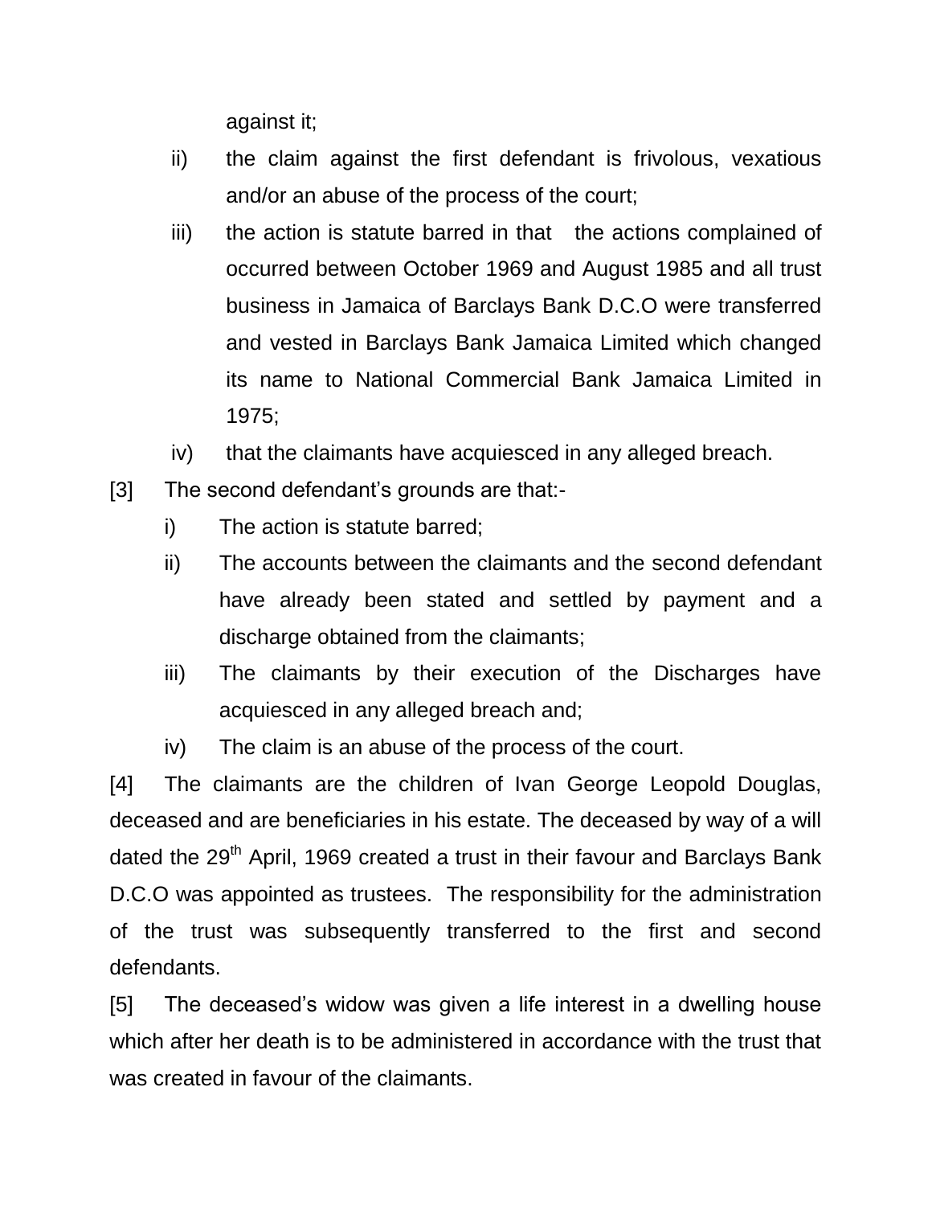against it;

ii) the claim against the first defendant is frivolous, vexatious and/or an abuse of the process of the court;

iii) the action is statute barred in that the actions complained of occurred between October 1969 and August 1985 and all trust business in Jamaica of Barclays Bank D.C.O were transferred and vested in Barclays Bank Jamaica Limited which changed its name to National Commercial Bank Jamaica Limited in 1975;

iv) that the claimants have acquiesced in any alleged breach.

[3] The second defendant's grounds are that:-

i) The action is statute barred;

ii) The accounts between the claimants and the second defendant have already been stated and settled by payment and a discharge obtained from the claimants;

iii) The claimants by their execution of the Discharges have acquiesced in any alleged breach and;

iv) The claim is an abuse of the process of the court.

[4] The claimants are the children of Ivan George Leopold Douglas, deceased and are beneficiaries in his estate. The deceased by way of a will dated the 29th April, 1969 created a trust in their favour and Barclays Bank D.C.O was appointed as trustees. The responsibility for the administration of the trust was subsequently transferred to the first and second defendants.

[5] The deceased's widow was given a life interest in a dwelling house which after her death is to be administered in accordance with the trust that was created in favour of the claimants.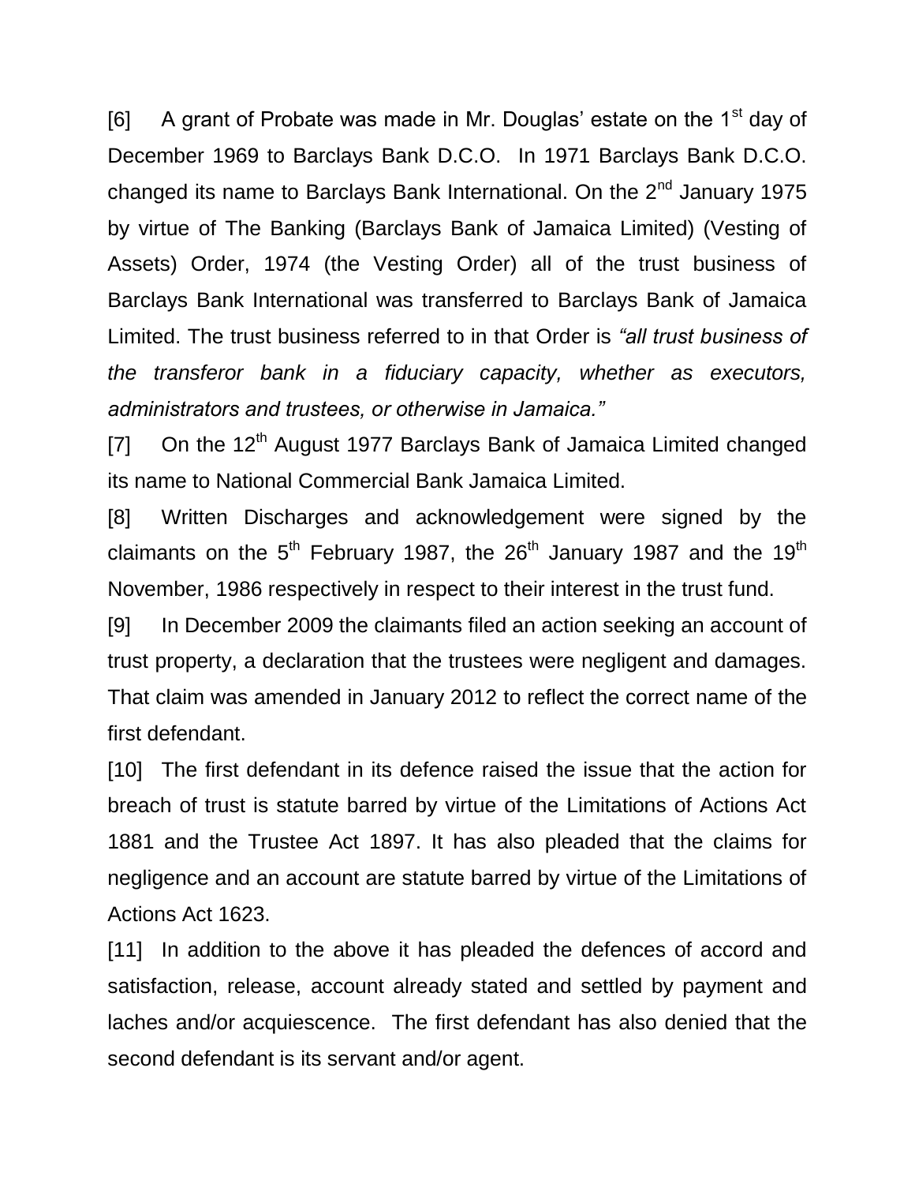[6] A grant of Probate was made in Mr. Douglas' estate on the 1st day of December 1969 to Barclays Bank D.C.O. In 1971 Barclays Bank D.C.O. changed its name to Barclays Bank International. On the 2nd January 1975 by virtue of The Banking (Barclays Bank of Jamaica Limited) (Vesting of Assets) Order, 1974 (the Vesting Order) all of the trust business of Barclays Bank International was transferred to Barclays Bank of Jamaica Limited. The trust business referred to in that Order is *"all trust business of the transferor bank in a fiduciary capacity, whether as executors, administrators and trustees, or otherwise in Jamaica."*

[7] On the 12th August 1977 Barclays Bank of Jamaica Limited changed its name to National Commercial Bank Jamaica Limited.

[8] Written Discharges and acknowledgement were signed by the claimants on the 5th February 1987, the 26th January 1987 and the 19th November, 1986 respectively in respect to their interest in the trust fund.

[9] In December 2009 the claimants filed an action seeking an account of trust property, a declaration that the trustees were negligent and damages. That claim was amended in January 2012 to reflect the correct name of the first defendant.

[10] The first defendant in its defence raised the issue that the action for breach of trust is statute barred by virtue of the Limitations of Actions Act 1881 and the Trustee Act 1897. It has also pleaded that the claims for negligence and an account are statute barred by virtue of the Limitations of Actions Act 1623.

[11] In addition to the above it has pleaded the defences of accord and satisfaction, release, account already stated and settled by payment and laches and/or acquiescence. The first defendant has also denied that the second defendant is its servant and/or agent.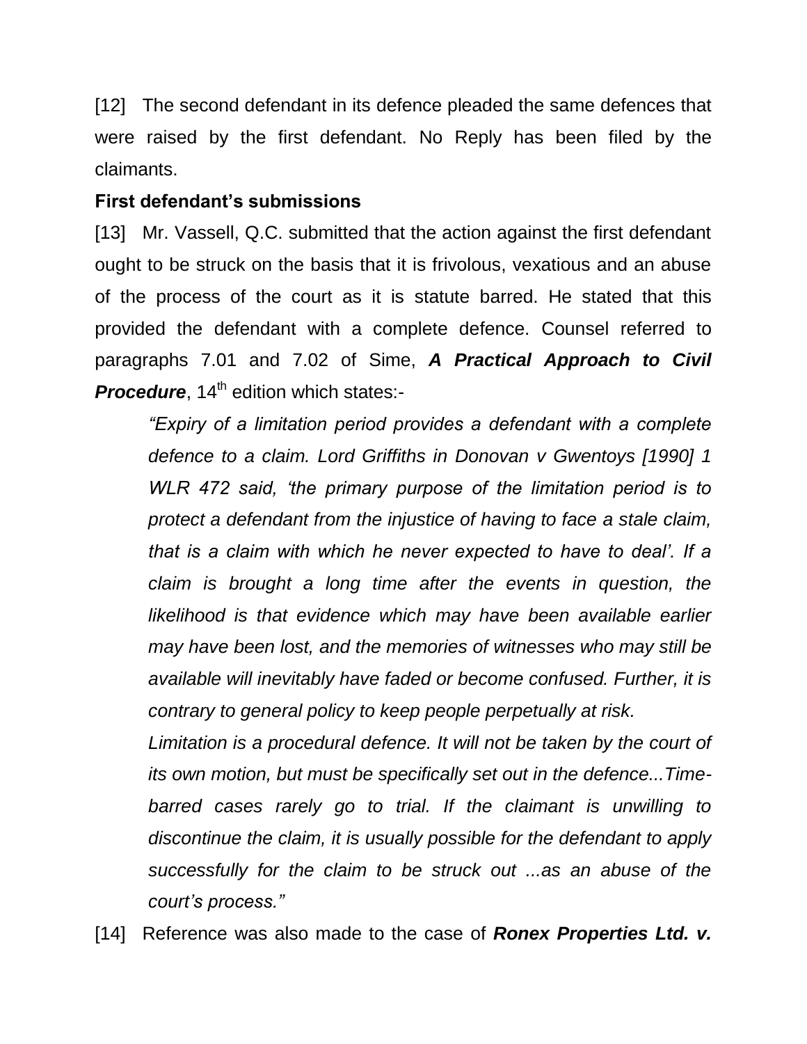[12] The second defendant in its defence pleaded the same defences that were raised by the first defendant. No Reply has been filed by the claimants.

**First defendant's submissions**

[13] Mr. Vassell, Q.C. submitted that the action against the first defendant ought to be struck on the basis that it is frivolous, vexatious and an abuse of the process of the court as it is statute barred. He stated that this provided the defendant with a complete defence. Counsel referred to paragraphs 7.01 and 7.02 of Sime, ***A Practical Approach to Civil Procedure***, 14th edition which states:-

> *"Expiry of a limitation period provides a defendant with a complete defence to a claim. Lord Griffiths in Donovan v Gwentoys [1990] 1 WLR 472 said, 'the primary purpose of the limitation period is to protect a defendant from the injustice of having to face a stale claim, that is a claim with which he never expected to have to deal'. If a claim is brought a long time after the events in question, the likelihood is that evidence which may have been available earlier may have been lost, and the memories of witnesses who may still be available will inevitably have faded or become confused. Further, it is contrary to general policy to keep people perpetually at risk.*
>
> *Limitation is a procedural defence. It will not be taken by the court of its own motion, but must be specifically set out in the defence...Time-barred cases rarely go to trial. If the claimant is unwilling to discontinue the claim, it is usually possible for the defendant to apply successfully for the claim to be struck out ...as an abuse of the court's process."*

[14] Reference was also made to the case of ***Ronex Properties Ltd. v.***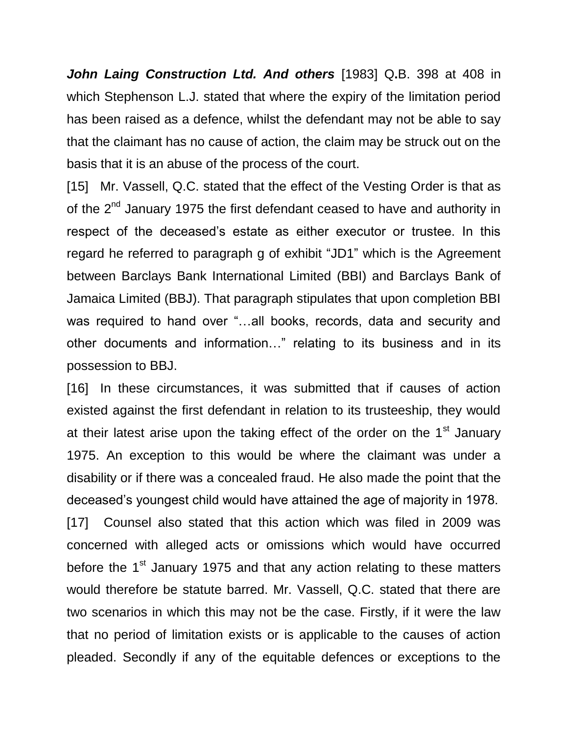***John Laing Construction Ltd. And others*** [1983] Q.B. 398 at 408 in which Stephenson L.J. stated that where the expiry of the limitation period has been raised as a defence, whilst the defendant may not be able to say that the claimant has no cause of action, the claim may be struck out on the basis that it is an abuse of the process of the court.

[15] Mr. Vassell, Q.C. stated that the effect of the Vesting Order is that as of the 2nd January 1975 the first defendant ceased to have and authority in respect of the deceased's estate as either executor or trustee. In this regard he referred to paragraph g of exhibit "JD1" which is the Agreement between Barclays Bank International Limited (BBI) and Barclays Bank of Jamaica Limited (BBJ). That paragraph stipulates that upon completion BBI was required to hand over "…all books, records, data and security and other documents and information…" relating to its business and in its possession to BBJ.

[16] In these circumstances, it was submitted that if causes of action existed against the first defendant in relation to its trusteeship, they would at their latest arise upon the taking effect of the order on the 1st January 1975. An exception to this would be where the claimant was under a disability or if there was a concealed fraud. He also made the point that the deceased's youngest child would have attained the age of majority in 1978.

[17] Counsel also stated that this action which was filed in 2009 was concerned with alleged acts or omissions which would have occurred before the 1st January 1975 and that any action relating to these matters would therefore be statute barred. Mr. Vassell, Q.C. stated that there are two scenarios in which this may not be the case. Firstly, if it were the law that no period of limitation exists or is applicable to the causes of action pleaded. Secondly if any of the equitable defences or exceptions to the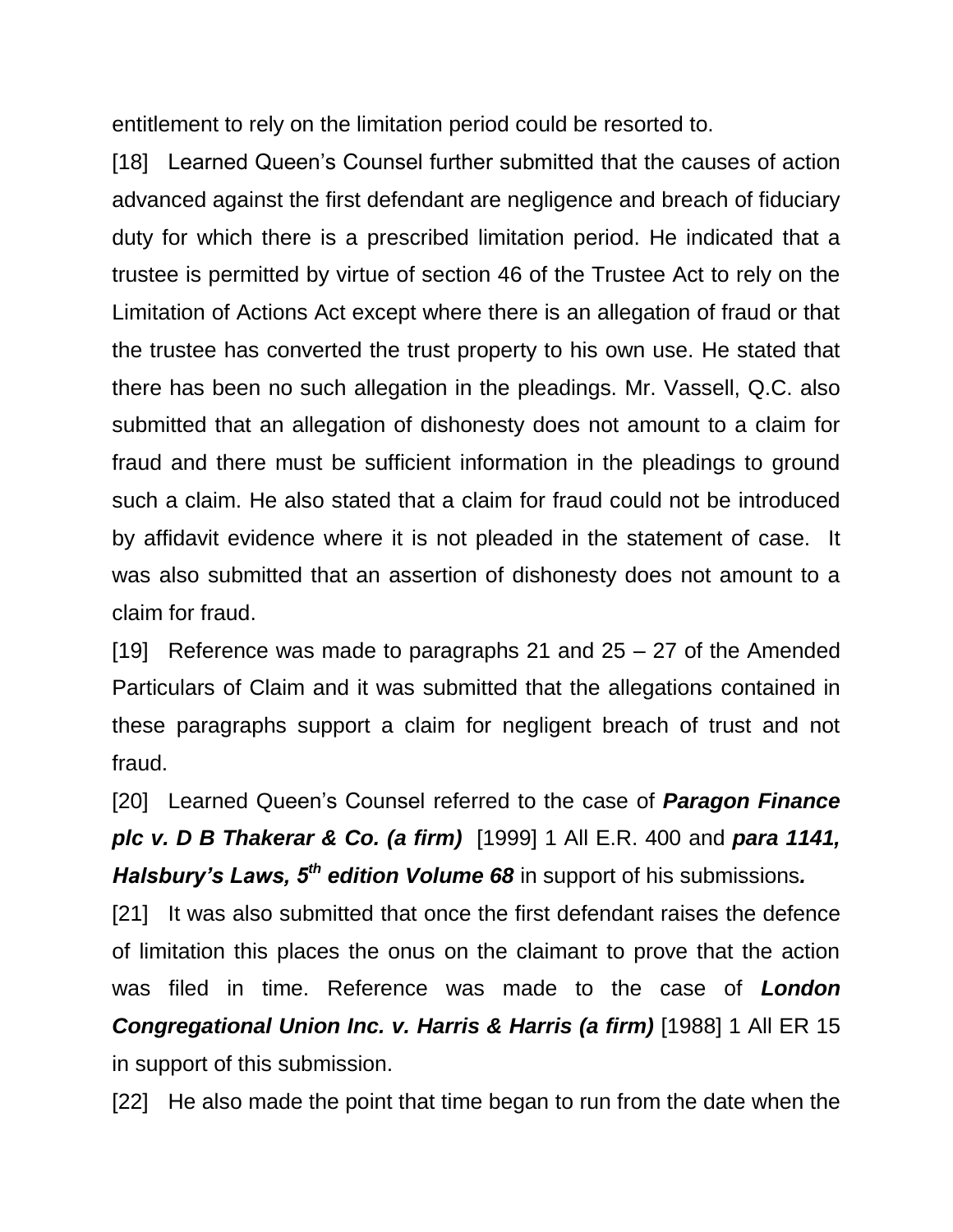entitlement to rely on the limitation period could be resorted to.

[18] Learned Queen's Counsel further submitted that the causes of action advanced against the first defendant are negligence and breach of fiduciary duty for which there is a prescribed limitation period. He indicated that a trustee is permitted by virtue of section 46 of the Trustee Act to rely on the Limitation of Actions Act except where there is an allegation of fraud or that the trustee has converted the trust property to his own use. He stated that there has been no such allegation in the pleadings. Mr. Vassell, Q.C. also submitted that an allegation of dishonesty does not amount to a claim for fraud and there must be sufficient information in the pleadings to ground such a claim. He also stated that a claim for fraud could not be introduced by affidavit evidence where it is not pleaded in the statement of case. It was also submitted that an assertion of dishonesty does not amount to a claim for fraud.

[19] Reference was made to paragraphs 21 and 25 – 27 of the Amended Particulars of Claim and it was submitted that the allegations contained in these paragraphs support a claim for negligent breach of trust and not fraud.

[20] Learned Queen's Counsel referred to the case of ***Paragon Finance plc v. D B Thakerar & Co. (a firm)*** [1999] 1 All E.R. 400 and ***para 1141, Halsbury's Laws, 5th edition Volume 68*** in support of his submissions***.***

[21] It was also submitted that once the first defendant raises the defence of limitation this places the onus on the claimant to prove that the action was filed in time. Reference was made to the case of ***London Congregational Union Inc. v. Harris & Harris (a firm)*** [1988] 1 All ER 15 in support of this submission.

[22] He also made the point that time began to run from the date when the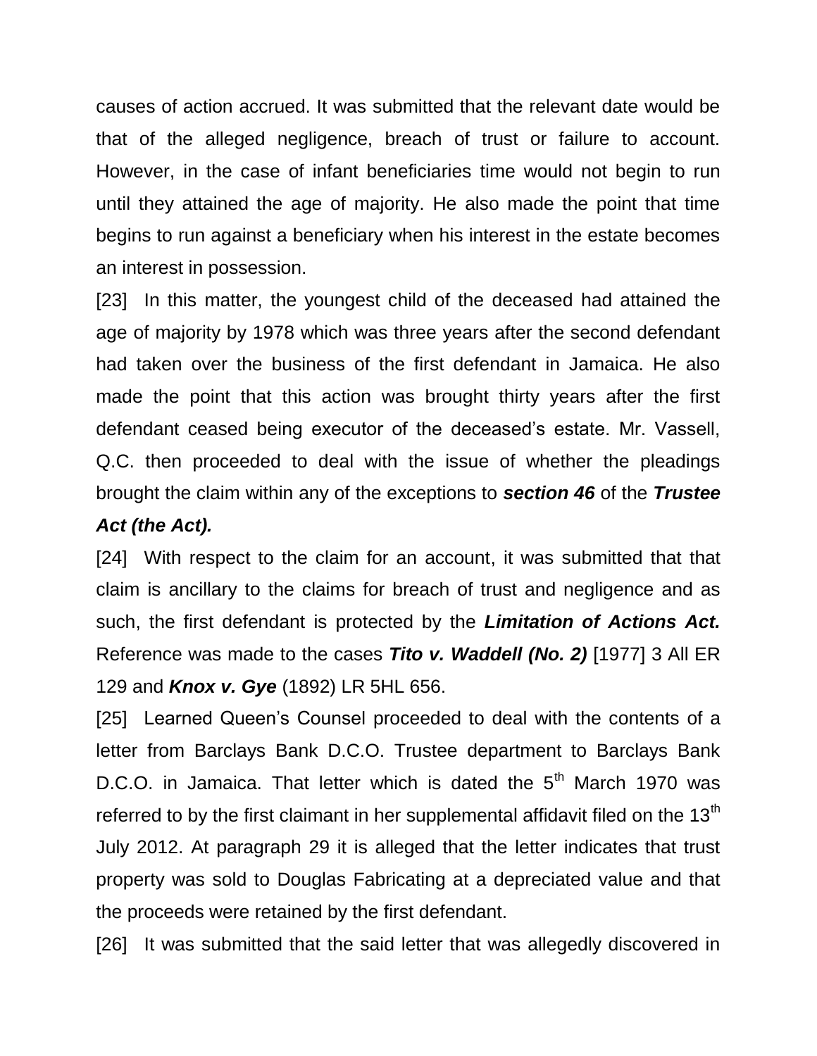causes of action accrued. It was submitted that the relevant date would be that of the alleged negligence, breach of trust or failure to account. However, in the case of infant beneficiaries time would not begin to run until they attained the age of majority. He also made the point that time begins to run against a beneficiary when his interest in the estate becomes an interest in possession.

[23] In this matter, the youngest child of the deceased had attained the age of majority by 1978 which was three years after the second defendant had taken over the business of the first defendant in Jamaica. He also made the point that this action was brought thirty years after the first defendant ceased being executor of the deceased's estate. Mr. Vassell, Q.C. then proceeded to deal with the issue of whether the pleadings brought the claim within any of the exceptions to ***section 46*** of the ***Trustee Act (the Act).***

[24] With respect to the claim for an account, it was submitted that that claim is ancillary to the claims for breach of trust and negligence and as such, the first defendant is protected by the ***Limitation of Actions Act.*** Reference was made to the cases ***Tito v. Waddell (No. 2)*** [1977] 3 All ER 129 and ***Knox v. Gye*** (1892) LR 5HL 656.

[25] Learned Queen's Counsel proceeded to deal with the contents of a letter from Barclays Bank D.C.O. Trustee department to Barclays Bank D.C.O. in Jamaica. That letter which is dated the 5th March 1970 was referred to by the first claimant in her supplemental affidavit filed on the 13th July 2012. At paragraph 29 it is alleged that the letter indicates that trust property was sold to Douglas Fabricating at a depreciated value and that the proceeds were retained by the first defendant.

[26] It was submitted that the said letter that was allegedly discovered in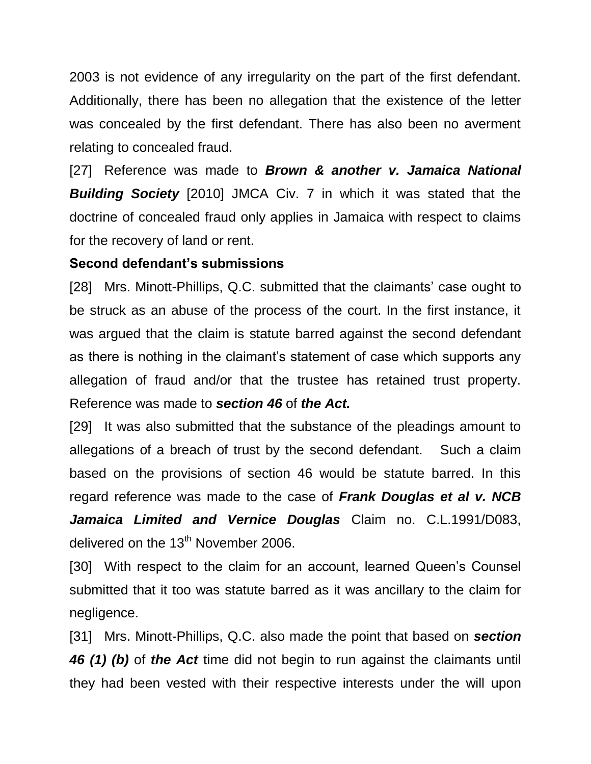2003 is not evidence of any irregularity on the part of the first defendant. Additionally, there has been no allegation that the existence of the letter was concealed by the first defendant. There has also been no averment relating to concealed fraud.

[27] Reference was made to ***Brown & another v. Jamaica National Building Society*** [2010] JMCA Civ. 7 in which it was stated that the doctrine of concealed fraud only applies in Jamaica with respect to claims for the recovery of land or rent.

**Second defendant's submissions**

[28] Mrs. Minott-Phillips, Q.C. submitted that the claimants' case ought to be struck as an abuse of the process of the court. In the first instance, it was argued that the claim is statute barred against the second defendant as there is nothing in the claimant's statement of case which supports any allegation of fraud and/or that the trustee has retained trust property. Reference was made to ***section 46*** of ***the Act.***

[29] It was also submitted that the substance of the pleadings amount to allegations of a breach of trust by the second defendant. Such a claim based on the provisions of section 46 would be statute barred. In this regard reference was made to the case of ***Frank Douglas et al v. NCB Jamaica Limited and Vernice Douglas*** Claim no. C.L.1991/D083, delivered on the 13th November 2006.

[30] With respect to the claim for an account, learned Queen's Counsel submitted that it too was statute barred as it was ancillary to the claim for negligence.

[31] Mrs. Minott-Phillips, Q.C. also made the point that based on ***section 46 (1) (b)*** of ***the Act*** time did not begin to run against the claimants until they had been vested with their respective interests under the will upon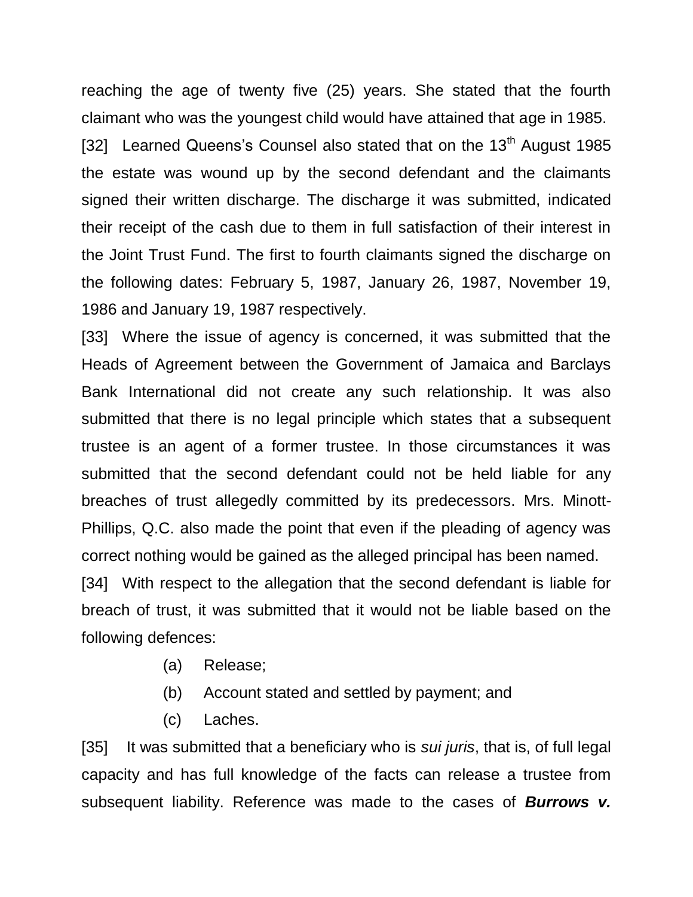reaching the age of twenty five (25) years. She stated that the fourth claimant who was the youngest child would have attained that age in 1985.

[32] Learned Queens's Counsel also stated that on the 13th August 1985 the estate was wound up by the second defendant and the claimants signed their written discharge. The discharge it was submitted, indicated their receipt of the cash due to them in full satisfaction of their interest in the Joint Trust Fund. The first to fourth claimants signed the discharge on the following dates: February 5, 1987, January 26, 1987, November 19, 1986 and January 19, 1987 respectively.

[33] Where the issue of agency is concerned, it was submitted that the Heads of Agreement between the Government of Jamaica and Barclays Bank International did not create any such relationship. It was also submitted that there is no legal principle which states that a subsequent trustee is an agent of a former trustee. In those circumstances it was submitted that the second defendant could not be held liable for any breaches of trust allegedly committed by its predecessors. Mrs. Minott-Phillips, Q.C. also made the point that even if the pleading of agency was correct nothing would be gained as the alleged principal has been named.

[34] With respect to the allegation that the second defendant is liable for breach of trust, it was submitted that it would not be liable based on the following defences:

(a) Release;

(b) Account stated and settled by payment; and

(c) Laches.

[35] It was submitted that a beneficiary who is *sui juris*, that is, of full legal capacity and has full knowledge of the facts can release a trustee from subsequent liability. Reference was made to the cases of ***Burrows v.***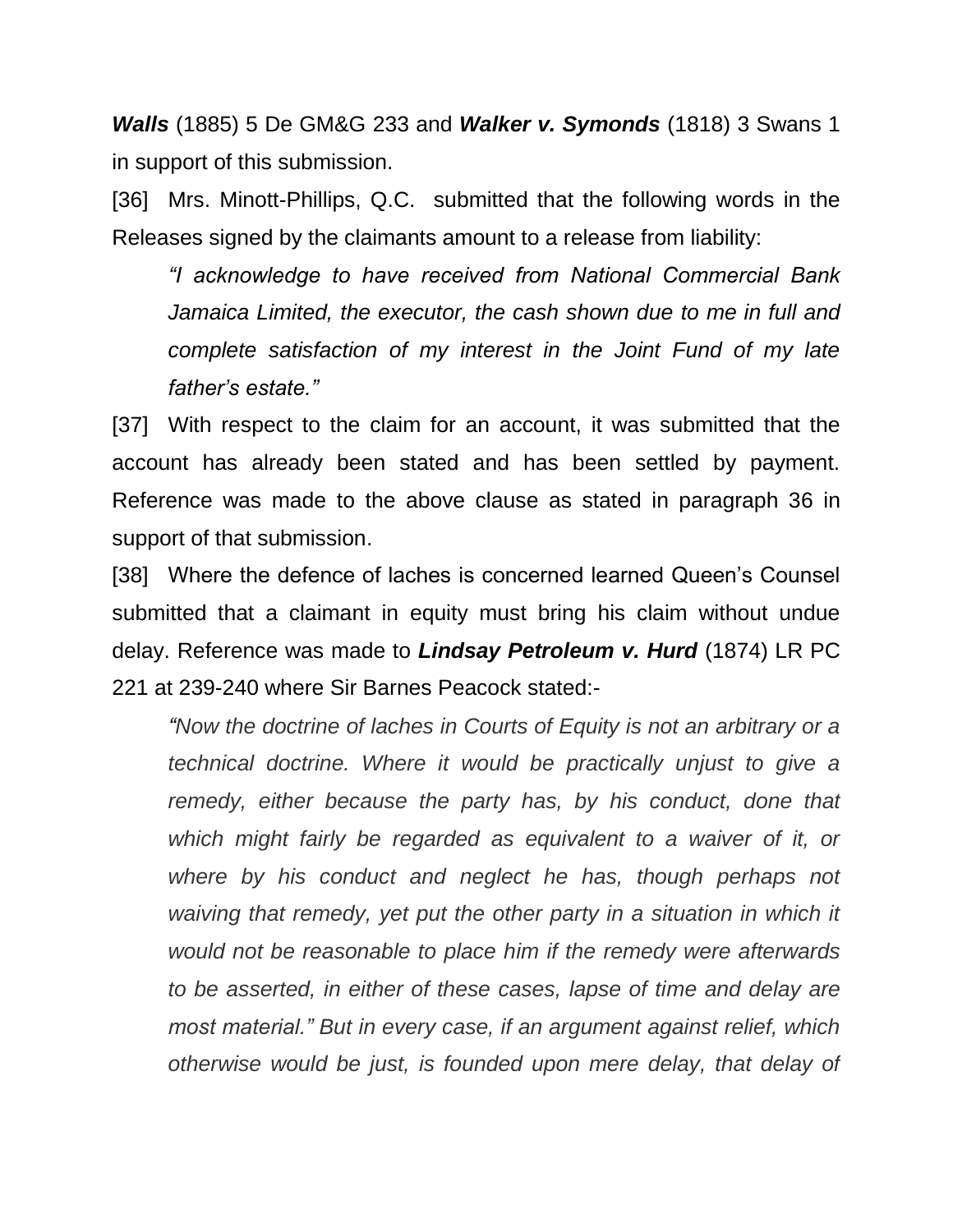***Walls*** (1885) 5 De GM&G 233 and ***Walker v. Symonds*** (1818) 3 Swans 1 in support of this submission.

[36] Mrs. Minott-Phillips, Q.C. submitted that the following words in the Releases signed by the claimants amount to a release from liability:

> *"I acknowledge to have received from National Commercial Bank Jamaica Limited, the executor, the cash shown due to me in full and complete satisfaction of my interest in the Joint Fund of my late father's estate."*

[37] With respect to the claim for an account, it was submitted that the account has already been stated and has been settled by payment. Reference was made to the above clause as stated in paragraph 36 in support of that submission.

[38] Where the defence of laches is concerned learned Queen's Counsel submitted that a claimant in equity must bring his claim without undue delay. Reference was made to ***Lindsay Petroleum v. Hurd*** (1874) LR PC 221 at 239-240 where Sir Barnes Peacock stated:-

> *"Now the doctrine of laches in Courts of Equity is not an arbitrary or a technical doctrine. Where it would be practically unjust to give a remedy, either because the party has, by his conduct, done that which might fairly be regarded as equivalent to a waiver of it, or where by his conduct and neglect he has, though perhaps not waiving that remedy, yet put the other party in a situation in which it would not be reasonable to place him if the remedy were afterwards to be asserted, in either of these cases, lapse of time and delay are most material." But in every case, if an argument against relief, which otherwise would be just, is founded upon mere delay, that delay of*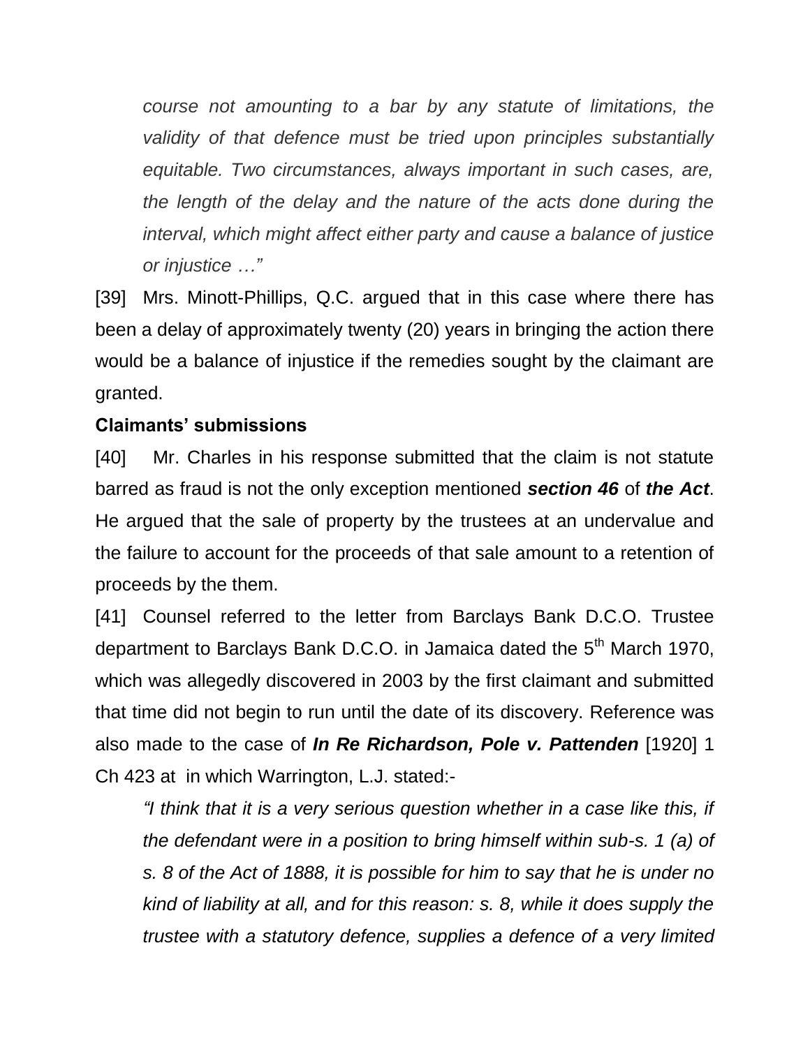*course not amounting to a bar by any statute of limitations, the validity of that defence must be tried upon principles substantially equitable. Two circumstances, always important in such cases, are, the length of the delay and the nature of the acts done during the interval, which might affect either party and cause a balance of justice or injustice …"*

[39] Mrs. Minott-Phillips, Q.C. argued that in this case where there has been a delay of approximately twenty (20) years in bringing the action there would be a balance of injustice if the remedies sought by the claimant are granted.

**Claimants' submissions**

[40] Mr. Charles in his response submitted that the claim is not statute barred as fraud is not the only exception mentioned ***section 46*** of ***the Act***. He argued that the sale of property by the trustees at an undervalue and the failure to account for the proceeds of that sale amount to a retention of proceeds by the them.

[41] Counsel referred to the letter from Barclays Bank D.C.O. Trustee department to Barclays Bank D.C.O. in Jamaica dated the 5th March 1970, which was allegedly discovered in 2003 by the first claimant and submitted that time did not begin to run until the date of its discovery. Reference was also made to the case of ***In Re Richardson, Pole v. Pattenden*** [1920] 1 Ch 423 at in which Warrington, L.J. stated:-

*"I think that it is a very serious question whether in a case like this, if the defendant were in a position to bring himself within sub-s. 1 (a) of s. 8 of the Act of 1888, it is possible for him to say that he is under no kind of liability at all, and for this reason: s. 8, while it does supply the trustee with a statutory defence, supplies a defence of a very limited*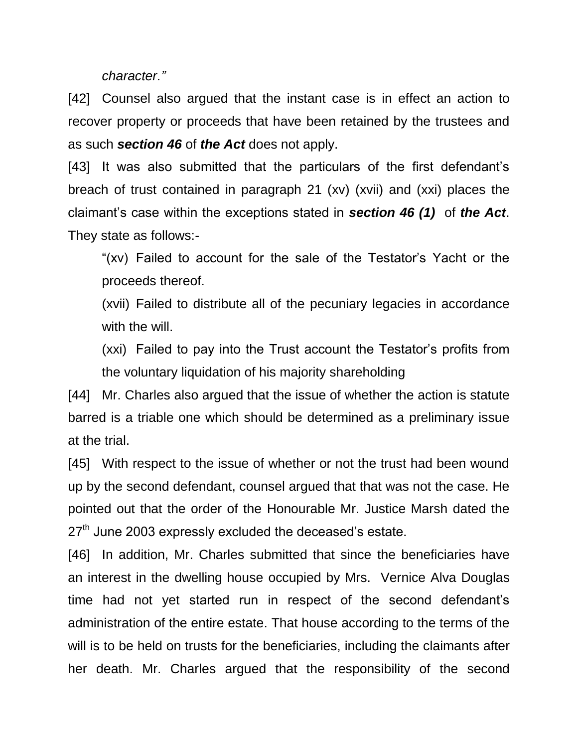*character."*

[42] Counsel also argued that the instant case is in effect an action to recover property or proceeds that have been retained by the trustees and as such ***section 46*** of ***the Act*** does not apply.

[43] It was also submitted that the particulars of the first defendant's breach of trust contained in paragraph 21 (xv) (xvii) and (xxi) places the claimant's case within the exceptions stated in ***section 46 (1)*** of ***the Act***. They state as follows:-

> "(xv) Failed to account for the sale of the Testator's Yacht or the proceeds thereof.
>
> (xvii) Failed to distribute all of the pecuniary legacies in accordance with the will.
>
> (xxi) Failed to pay into the Trust account the Testator's profits from the voluntary liquidation of his majority shareholding

[44] Mr. Charles also argued that the issue of whether the action is statute barred is a triable one which should be determined as a preliminary issue at the trial.

[45] With respect to the issue of whether or not the trust had been wound up by the second defendant, counsel argued that that was not the case. He pointed out that the order of the Honourable Mr. Justice Marsh dated the 27th June 2003 expressly excluded the deceased's estate.

[46] In addition, Mr. Charles submitted that since the beneficiaries have an interest in the dwelling house occupied by Mrs. Vernice Alva Douglas time had not yet started run in respect of the second defendant's administration of the entire estate. That house according to the terms of the will is to be held on trusts for the beneficiaries, including the claimants after her death. Mr. Charles argued that the responsibility of the second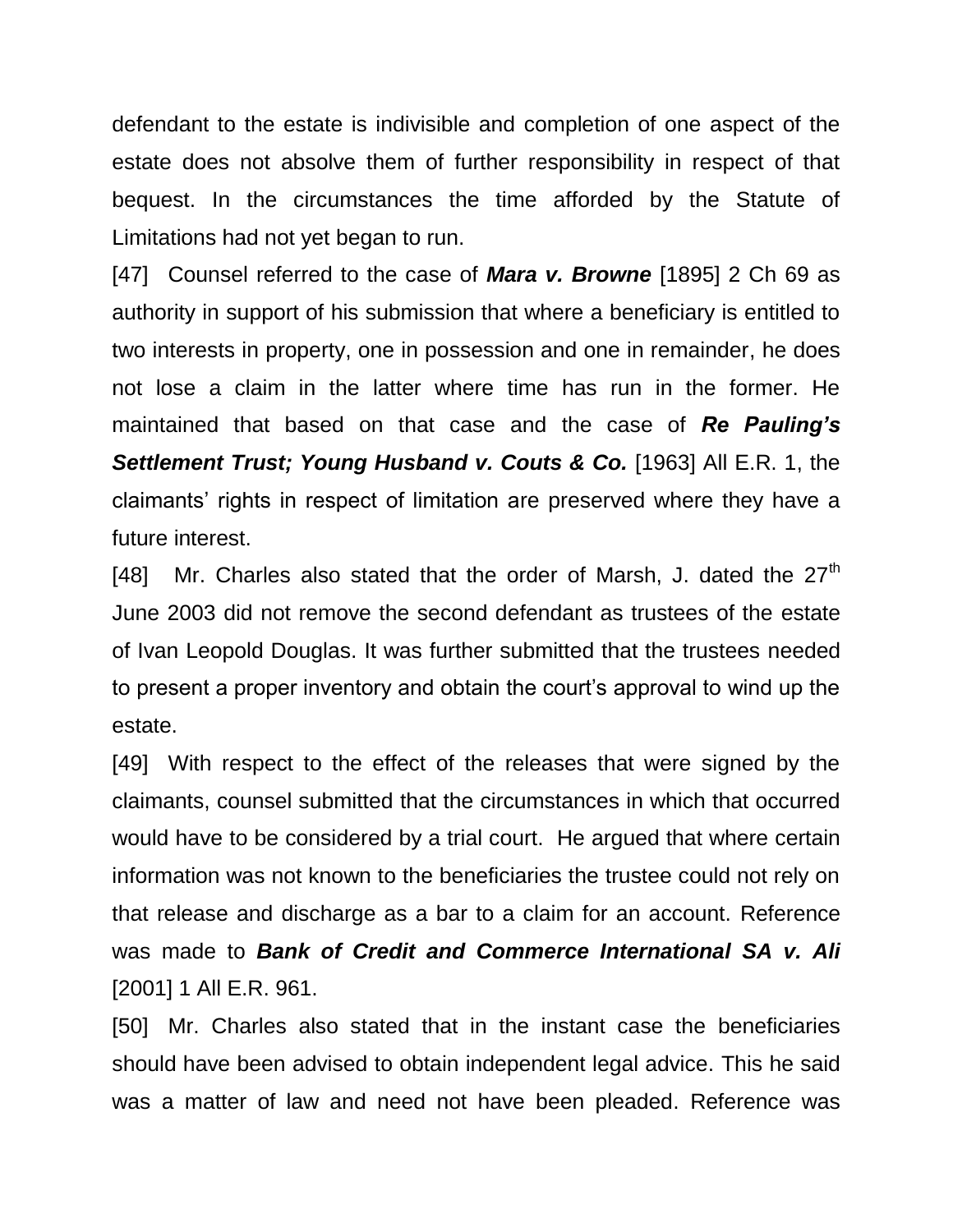defendant to the estate is indivisible and completion of one aspect of the estate does not absolve them of further responsibility in respect of that bequest. In the circumstances the time afforded by the Statute of Limitations had not yet began to run.

[47] Counsel referred to the case of ***Mara v. Browne*** [1895] 2 Ch 69 as authority in support of his submission that where a beneficiary is entitled to two interests in property, one in possession and one in remainder, he does not lose a claim in the latter where time has run in the former. He maintained that based on that case and the case of ***Re Pauling's Settlement Trust; Young Husband v. Couts & Co.*** [1963] All E.R. 1, the claimants' rights in respect of limitation are preserved where they have a future interest.

[48] Mr. Charles also stated that the order of Marsh, J. dated the 27th June 2003 did not remove the second defendant as trustees of the estate of Ivan Leopold Douglas. It was further submitted that the trustees needed to present a proper inventory and obtain the court's approval to wind up the estate.

[49] With respect to the effect of the releases that were signed by the claimants, counsel submitted that the circumstances in which that occurred would have to be considered by a trial court. He argued that where certain information was not known to the beneficiaries the trustee could not rely on that release and discharge as a bar to a claim for an account. Reference was made to ***Bank of Credit and Commerce International SA v. Ali*** [2001] 1 All E.R. 961.

[50] Mr. Charles also stated that in the instant case the beneficiaries should have been advised to obtain independent legal advice. This he said was a matter of law and need not have been pleaded. Reference was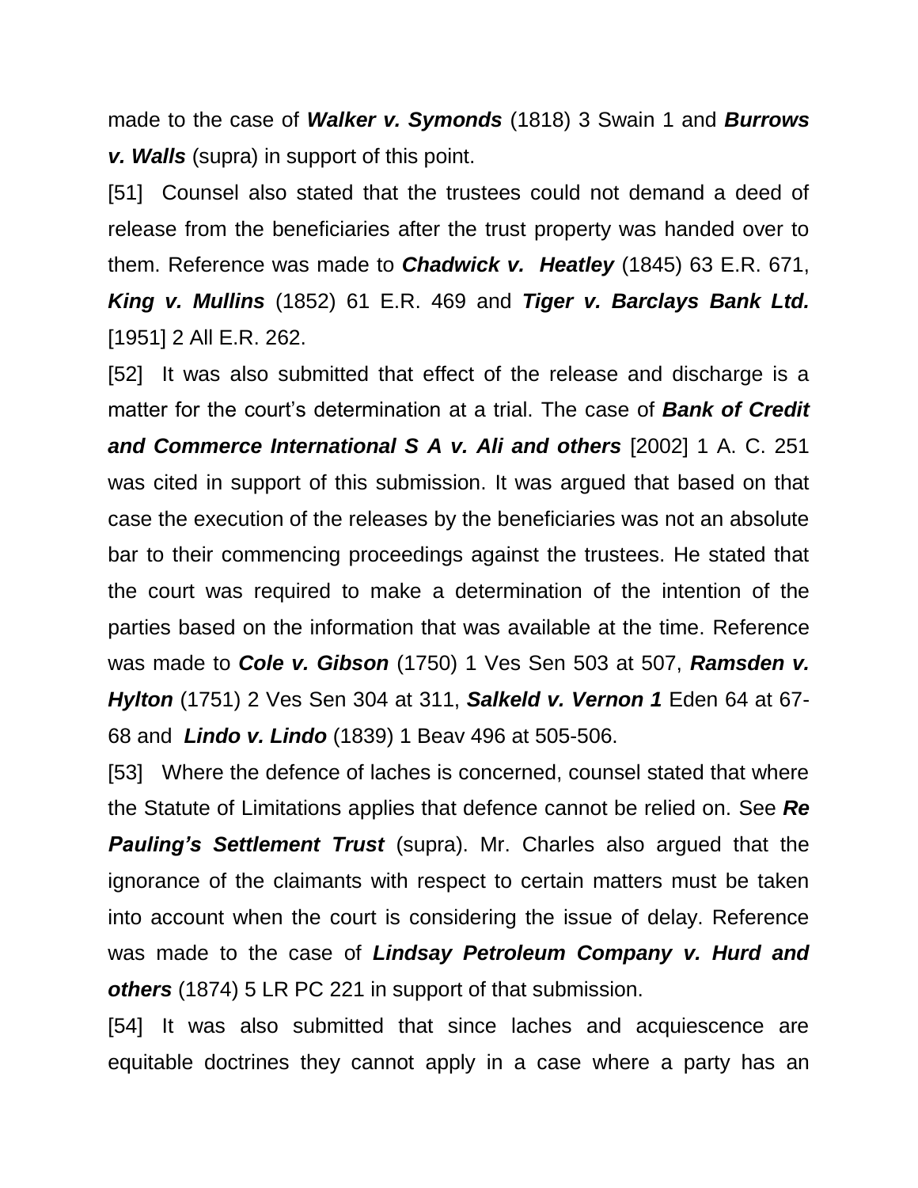made to the case of ***Walker v. Symonds*** (1818) 3 Swain 1 and ***Burrows v. Walls*** (supra) in support of this point.

[51] Counsel also stated that the trustees could not demand a deed of release from the beneficiaries after the trust property was handed over to them. Reference was made to ***Chadwick v. Heatley*** (1845) 63 E.R. 671, ***King v. Mullins*** (1852) 61 E.R. 469 and ***Tiger v. Barclays Bank Ltd.*** [1951] 2 All E.R. 262.

[52] It was also submitted that effect of the release and discharge is a matter for the court's determination at a trial. The case of ***Bank of Credit and Commerce International S A v. Ali and others*** [2002] 1 A. C. 251 was cited in support of this submission. It was argued that based on that case the execution of the releases by the beneficiaries was not an absolute bar to their commencing proceedings against the trustees. He stated that the court was required to make a determination of the intention of the parties based on the information that was available at the time. Reference was made to ***Cole v. Gibson*** (1750) 1 Ves Sen 503 at 507, ***Ramsden v. Hylton*** (1751) 2 Ves Sen 304 at 311, ***Salkeld v. Vernon 1*** Eden 64 at 67-68 and ***Lindo v. Lindo*** (1839) 1 Beav 496 at 505-506.

[53] Where the defence of laches is concerned, counsel stated that where the Statute of Limitations applies that defence cannot be relied on. See ***Re Pauling's Settlement Trust*** (supra). Mr. Charles also argued that the ignorance of the claimants with respect to certain matters must be taken into account when the court is considering the issue of delay. Reference was made to the case of ***Lindsay Petroleum Company v. Hurd and others*** (1874) 5 LR PC 221 in support of that submission.

[54] It was also submitted that since laches and acquiescence are equitable doctrines they cannot apply in a case where a party has an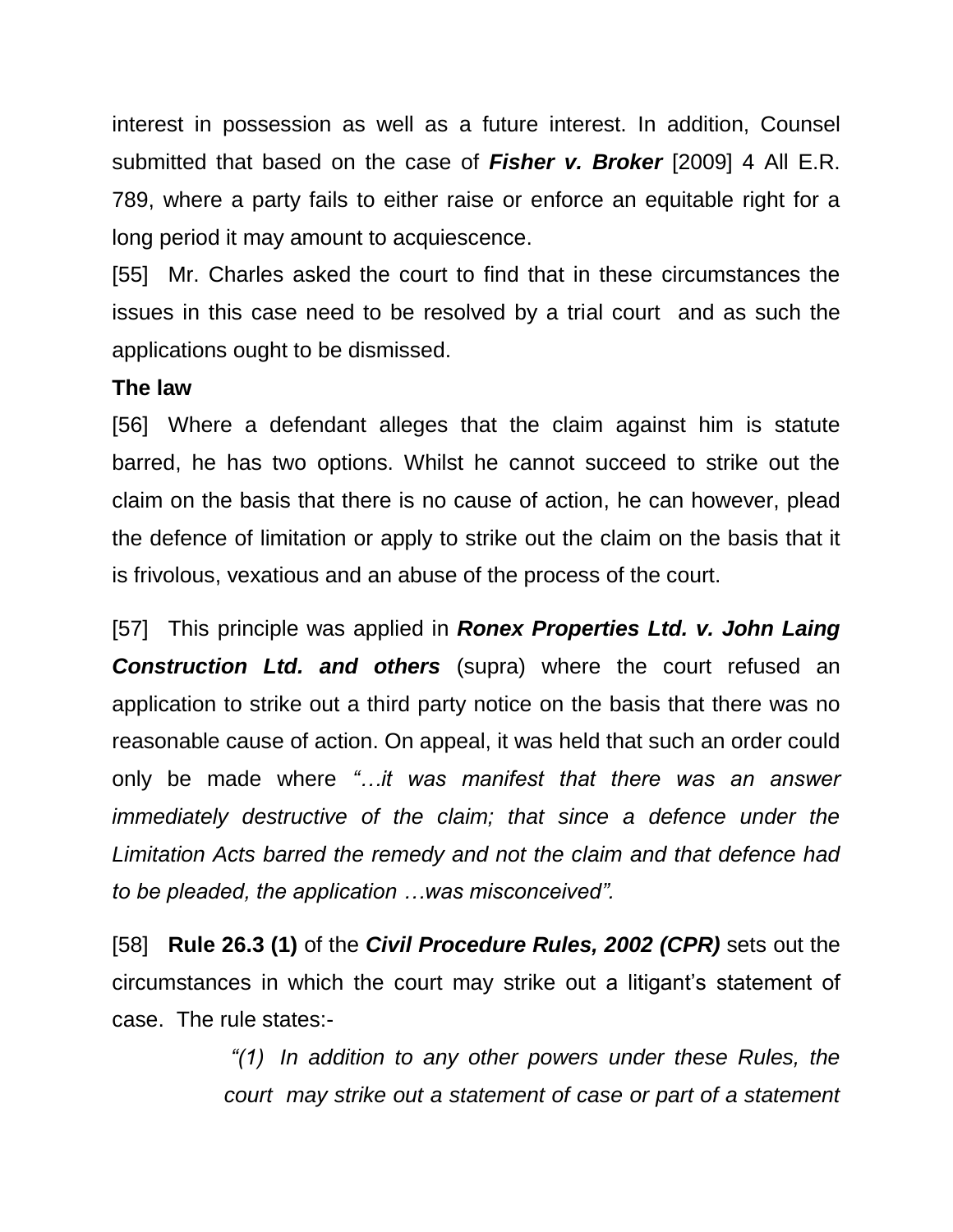interest in possession as well as a future interest. In addition, Counsel submitted that based on the case of ***Fisher v. Broker*** [2009] 4 All E.R. 789, where a party fails to either raise or enforce an equitable right for a long period it may amount to acquiescence.

[55] Mr. Charles asked the court to find that in these circumstances the issues in this case need to be resolved by a trial court and as such the applications ought to be dismissed.

**The law**

[56] Where a defendant alleges that the claim against him is statute barred, he has two options. Whilst he cannot succeed to strike out the claim on the basis that there is no cause of action, he can however, plead the defence of limitation or apply to strike out the claim on the basis that it is frivolous, vexatious and an abuse of the process of the court.

[57] This principle was applied in ***Ronex Properties Ltd. v. John Laing Construction Ltd. and others*** (supra) where the court refused an application to strike out a third party notice on the basis that there was no reasonable cause of action. On appeal, it was held that such an order could only be made where *"…it was manifest that there was an answer immediately destructive of the claim; that since a defence under the Limitation Acts barred the remedy and not the claim and that defence had to be pleaded, the application …was misconceived".*

[58] **Rule 26.3 (1)** of the ***Civil Procedure Rules, 2002 (CPR)*** sets out the circumstances in which the court may strike out a litigant's statement of case. The rule states:-

> *"(1) In addition to any other powers under these Rules, the court may strike out a statement of case or part of a statement*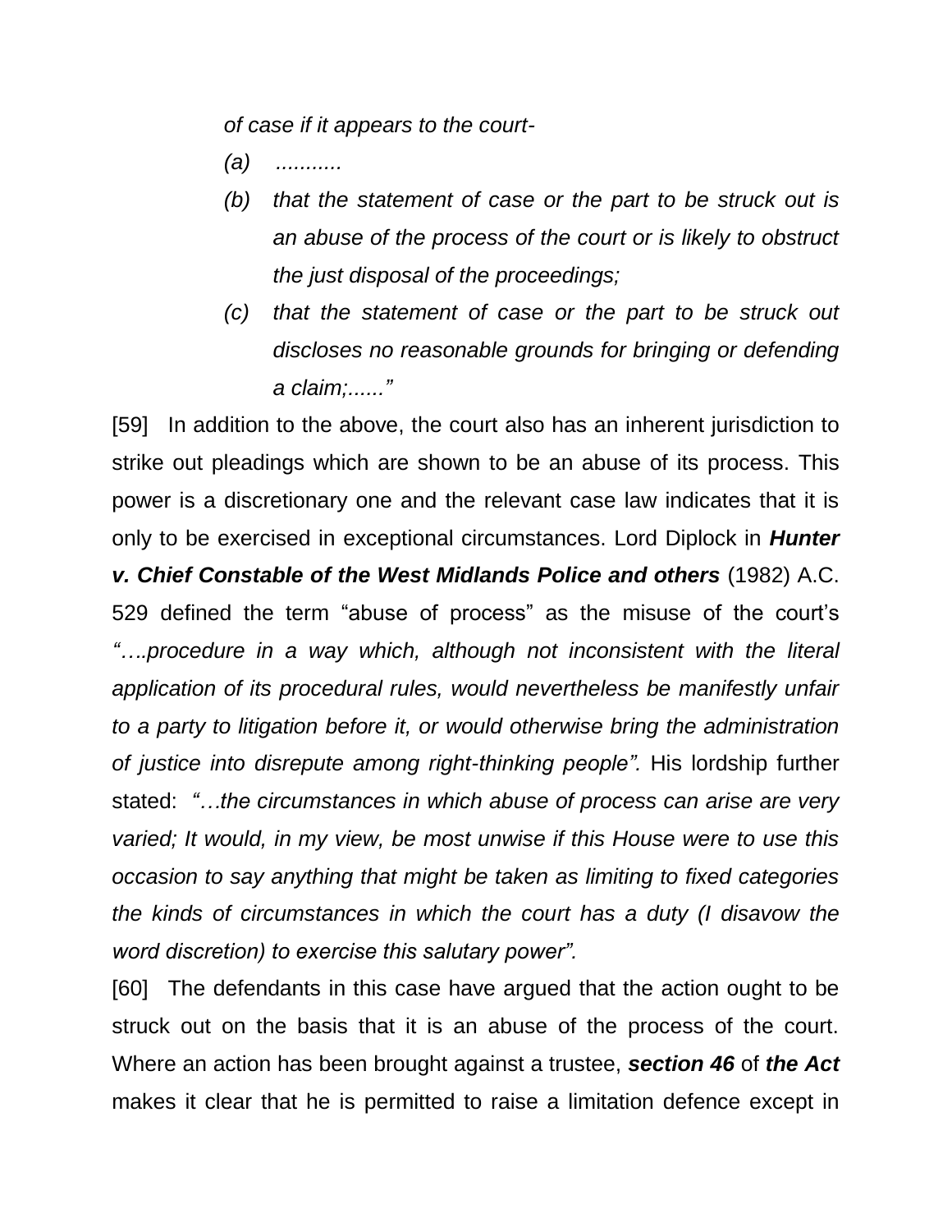*of case if it appears to the court-*

*(a) ...........*

*(b) that the statement of case or the part to be struck out is an abuse of the process of the court or is likely to obstruct the just disposal of the proceedings;*

*(c) that the statement of case or the part to be struck out discloses no reasonable grounds for bringing or defending a claim;......"*

[59] In addition to the above, the court also has an inherent jurisdiction to strike out pleadings which are shown to be an abuse of its process. This power is a discretionary one and the relevant case law indicates that it is only to be exercised in exceptional circumstances. Lord Diplock in ***Hunter v. Chief Constable of the West Midlands Police and others*** (1982) A.C. 529 defined the term "abuse of process" as the misuse of the court's *"….procedure in a way which, although not inconsistent with the literal application of its procedural rules, would nevertheless be manifestly unfair to a party to litigation before it, or would otherwise bring the administration of justice into disrepute among right-thinking people".* His lordship further stated: *"…the circumstances in which abuse of process can arise are very varied; It would, in my view, be most unwise if this House were to use this occasion to say anything that might be taken as limiting to fixed categories the kinds of circumstances in which the court has a duty (I disavow the word discretion) to exercise this salutary power".*

[60] The defendants in this case have argued that the action ought to be struck out on the basis that it is an abuse of the process of the court. Where an action has been brought against a trustee, ***section 46*** of ***the Act*** makes it clear that he is permitted to raise a limitation defence except in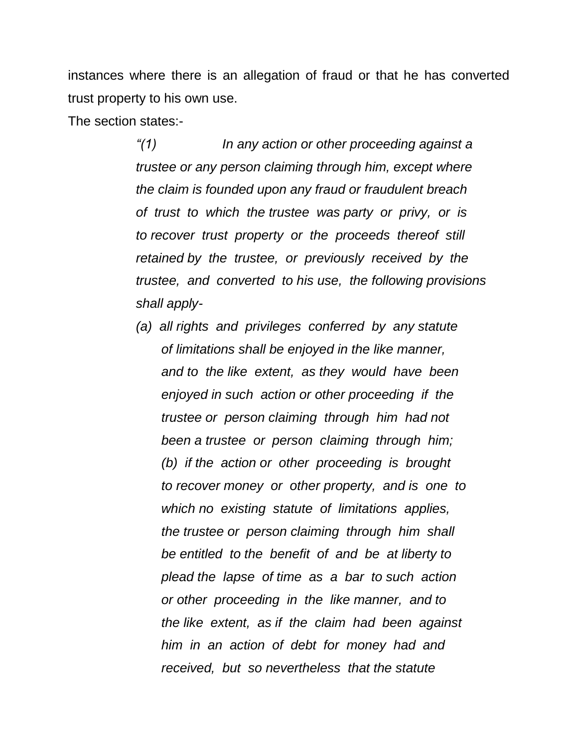instances where there is an allegation of fraud or that he has converted trust property to his own use.

The section states:-

> *"(1) In any action or other proceeding against a trustee or any person claiming through him, except where the claim is founded upon any fraud or fraudulent breach of trust to which the trustee was party or privy, or is to recover trust property or the proceeds thereof still retained by the trustee, or previously received by the trustee, and converted to his use, the following provisions shall apply-*
>
> *(a) all rights and privileges conferred by any statute of limitations shall be enjoyed in the like manner, and to the like extent, as they would have been enjoyed in such action or other proceeding if the trustee or person claiming through him had not been a trustee or person claiming through him;*
>
> *(b) if the action or other proceeding is brought to recover money or other property, and is one to which no existing statute of limitations applies, the trustee or person claiming through him shall be entitled to the benefit of and be at liberty to plead the lapse of time as a bar to such action or other proceeding in the like manner, and to the like extent, as if the claim had been against him in an action of debt for money had and received, but so nevertheless that the statute*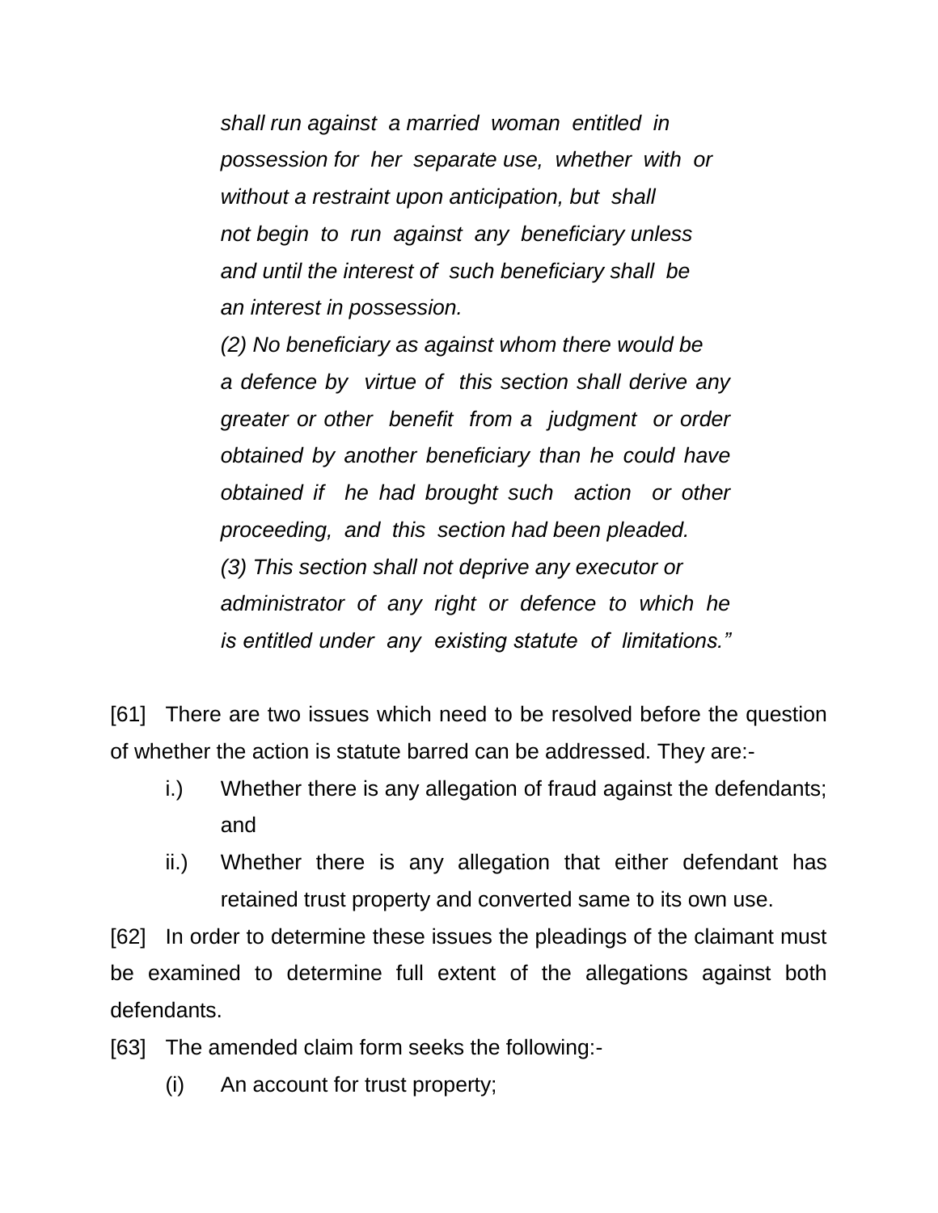> *shall run against a married woman entitled in possession for her separate use, whether with or without a restraint upon anticipation, but shall not begin to run against any beneficiary unless and until the interest of such beneficiary shall be an interest in possession.*
>
> *(2) No beneficiary as against whom there would be a defence by virtue of this section shall derive any greater or other benefit from a judgment or order obtained by another beneficiary than he could have obtained if he had brought such action or other proceeding, and this section had been pleaded.*
>
> *(3) This section shall not deprive any executor or administrator of any right or defence to which he is entitled under any existing statute of limitations."*

[61] There are two issues which need to be resolved before the question of whether the action is statute barred can be addressed. They are:-

i.) Whether there is any allegation of fraud against the defendants; and

ii.) Whether there is any allegation that either defendant has retained trust property and converted same to its own use.

[62] In order to determine these issues the pleadings of the claimant must be examined to determine full extent of the allegations against both defendants.

[63] The amended claim form seeks the following:-

(i) An account for trust property;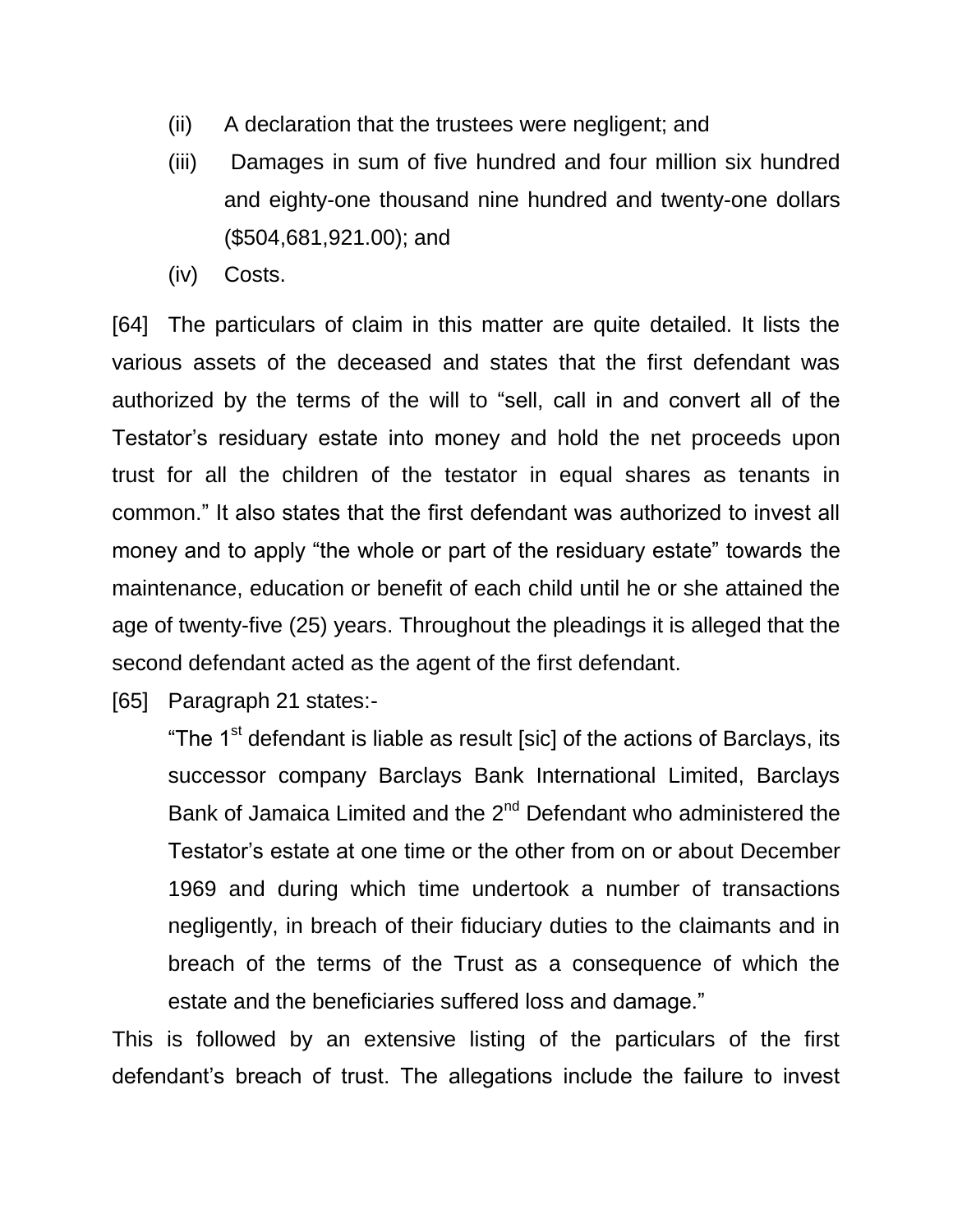(ii) A declaration that the trustees were negligent; and

(iii) Damages in sum of five hundred and four million six hundred and eighty-one thousand nine hundred and twenty-one dollars ($504,681,921.00); and

(iv) Costs.

[64] The particulars of claim in this matter are quite detailed. It lists the various assets of the deceased and states that the first defendant was authorized by the terms of the will to "sell, call in and convert all of the Testator's residuary estate into money and hold the net proceeds upon trust for all the children of the testator in equal shares as tenants in common." It also states that the first defendant was authorized to invest all money and to apply "the whole or part of the residuary estate" towards the maintenance, education or benefit of each child until he or she attained the age of twenty-five (25) years. Throughout the pleadings it is alleged that the second defendant acted as the agent of the first defendant.

[65] Paragraph 21 states:-

> "The 1st defendant is liable as result [sic] of the actions of Barclays, its successor company Barclays Bank International Limited, Barclays Bank of Jamaica Limited and the 2nd Defendant who administered the Testator's estate at one time or the other from on or about December 1969 and during which time undertook a number of transactions negligently, in breach of their fiduciary duties to the claimants and in breach of the terms of the Trust as a consequence of which the estate and the beneficiaries suffered loss and damage."

This is followed by an extensive listing of the particulars of the first defendant's breach of trust. The allegations include the failure to invest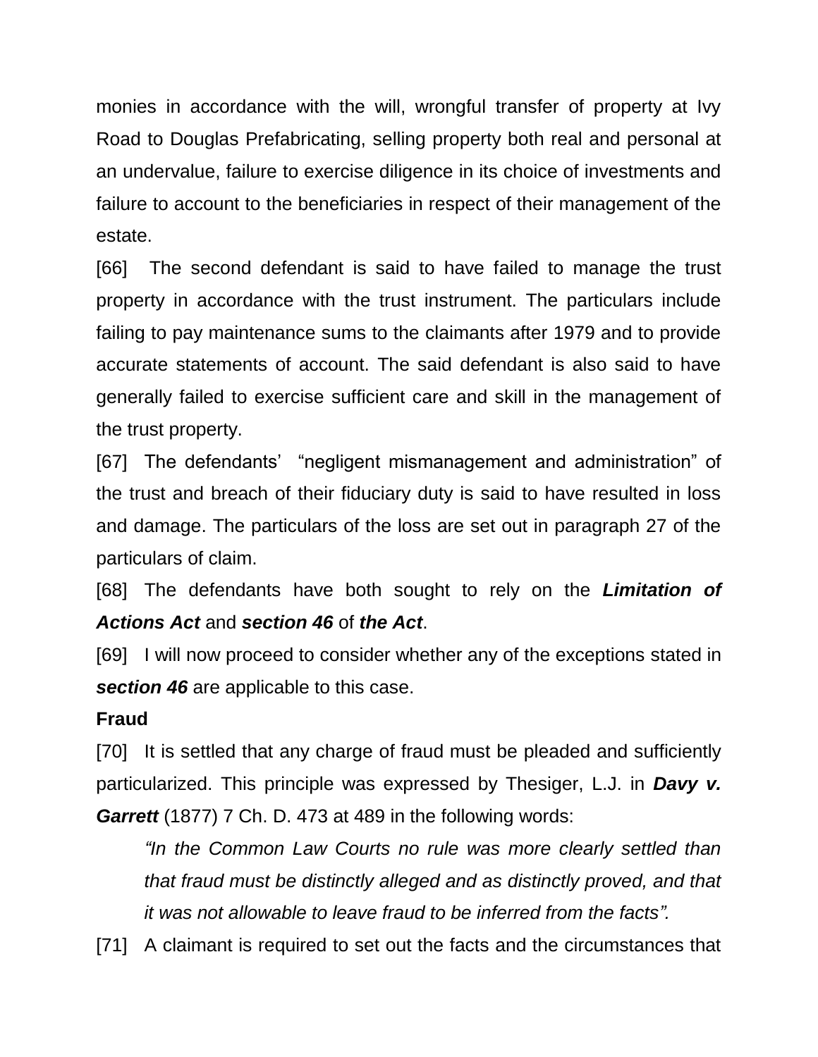monies in accordance with the will, wrongful transfer of property at Ivy Road to Douglas Prefabricating, selling property both real and personal at an undervalue, failure to exercise diligence in its choice of investments and failure to account to the beneficiaries in respect of their management of the estate.

[66] The second defendant is said to have failed to manage the trust property in accordance with the trust instrument. The particulars include failing to pay maintenance sums to the claimants after 1979 and to provide accurate statements of account. The said defendant is also said to have generally failed to exercise sufficient care and skill in the management of the trust property.

[67] The defendants' "negligent mismanagement and administration" of the trust and breach of their fiduciary duty is said to have resulted in loss and damage. The particulars of the loss are set out in paragraph 27 of the particulars of claim.

[68] The defendants have both sought to rely on the ***Limitation of Actions Act*** and ***section 46*** of ***the Act***.

[69] I will now proceed to consider whether any of the exceptions stated in ***section 46*** are applicable to this case.

**Fraud**

[70] It is settled that any charge of fraud must be pleaded and sufficiently particularized. This principle was expressed by Thesiger, L.J. in ***Davy v. Garrett*** (1877) 7 Ch. D. 473 at 489 in the following words:

> *"In the Common Law Courts no rule was more clearly settled than that fraud must be distinctly alleged and as distinctly proved, and that it was not allowable to leave fraud to be inferred from the facts".*

[71] A claimant is required to set out the facts and the circumstances that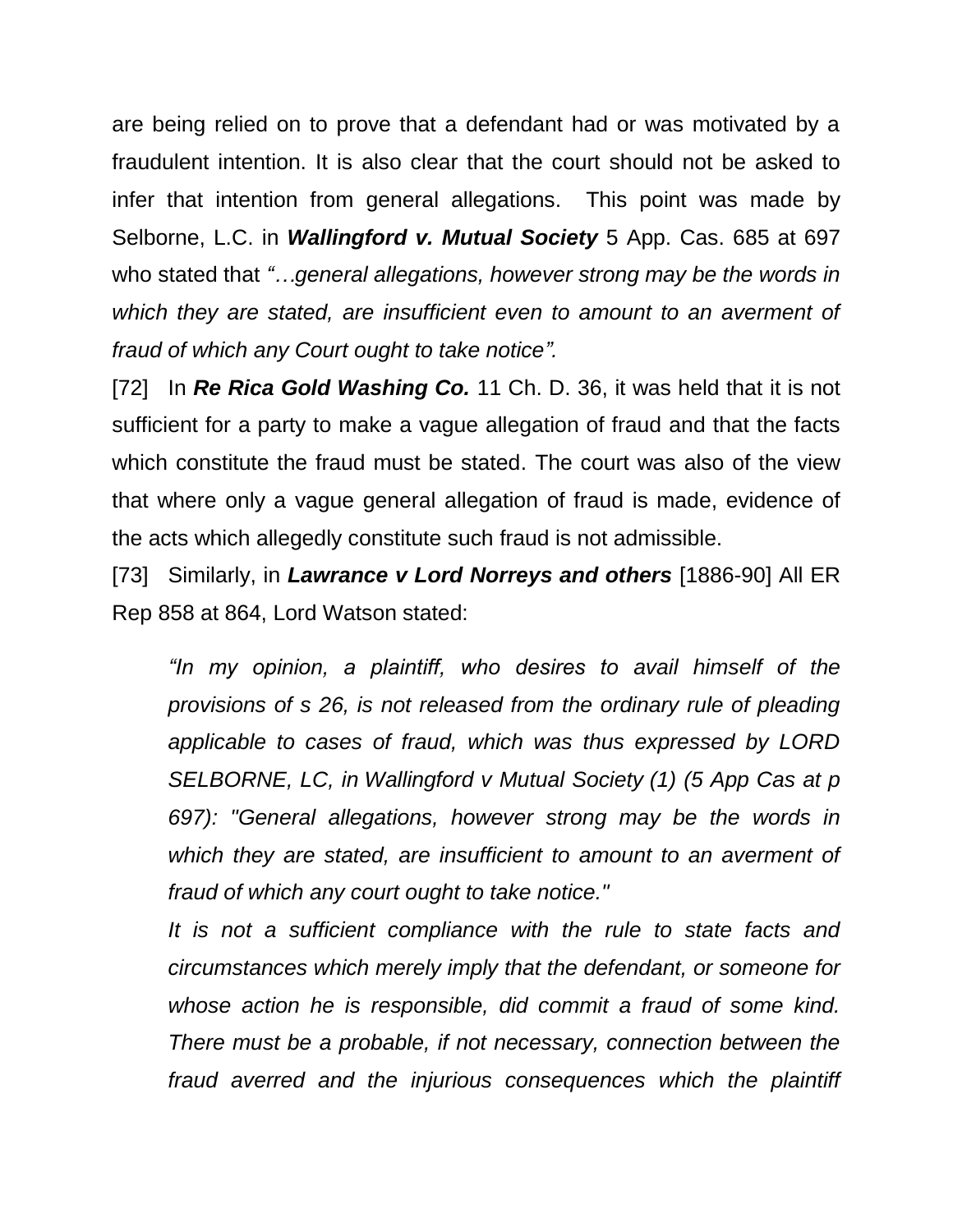are being relied on to prove that a defendant had or was motivated by a fraudulent intention. It is also clear that the court should not be asked to infer that intention from general allegations. This point was made by Selborne, L.C. in ***Wallingford v. Mutual Society*** 5 App. Cas. 685 at 697 who stated that *"…general allegations, however strong may be the words in which they are stated, are insufficient even to amount to an averment of fraud of which any Court ought to take notice".*

[72] In ***Re Rica Gold Washing Co.*** 11 Ch. D. 36, it was held that it is not sufficient for a party to make a vague allegation of fraud and that the facts which constitute the fraud must be stated. The court was also of the view that where only a vague general allegation of fraud is made, evidence of the acts which allegedly constitute such fraud is not admissible.

[73] Similarly, in ***Lawrance v Lord Norreys and others*** [1886-90] All ER Rep 858 at 864, Lord Watson stated:

> *"In my opinion, a plaintiff, who desires to avail himself of the provisions of s 26, is not released from the ordinary rule of pleading applicable to cases of fraud, which was thus expressed by LORD SELBORNE, LC, in Wallingford v Mutual Society (1) (5 App Cas at p 697): "General allegations, however strong may be the words in which they are stated, are insufficient to amount to an averment of fraud of which any court ought to take notice."*
>
> *It is not a sufficient compliance with the rule to state facts and circumstances which merely imply that the defendant, or someone for whose action he is responsible, did commit a fraud of some kind. There must be a probable, if not necessary, connection between the fraud averred and the injurious consequences which the plaintiff*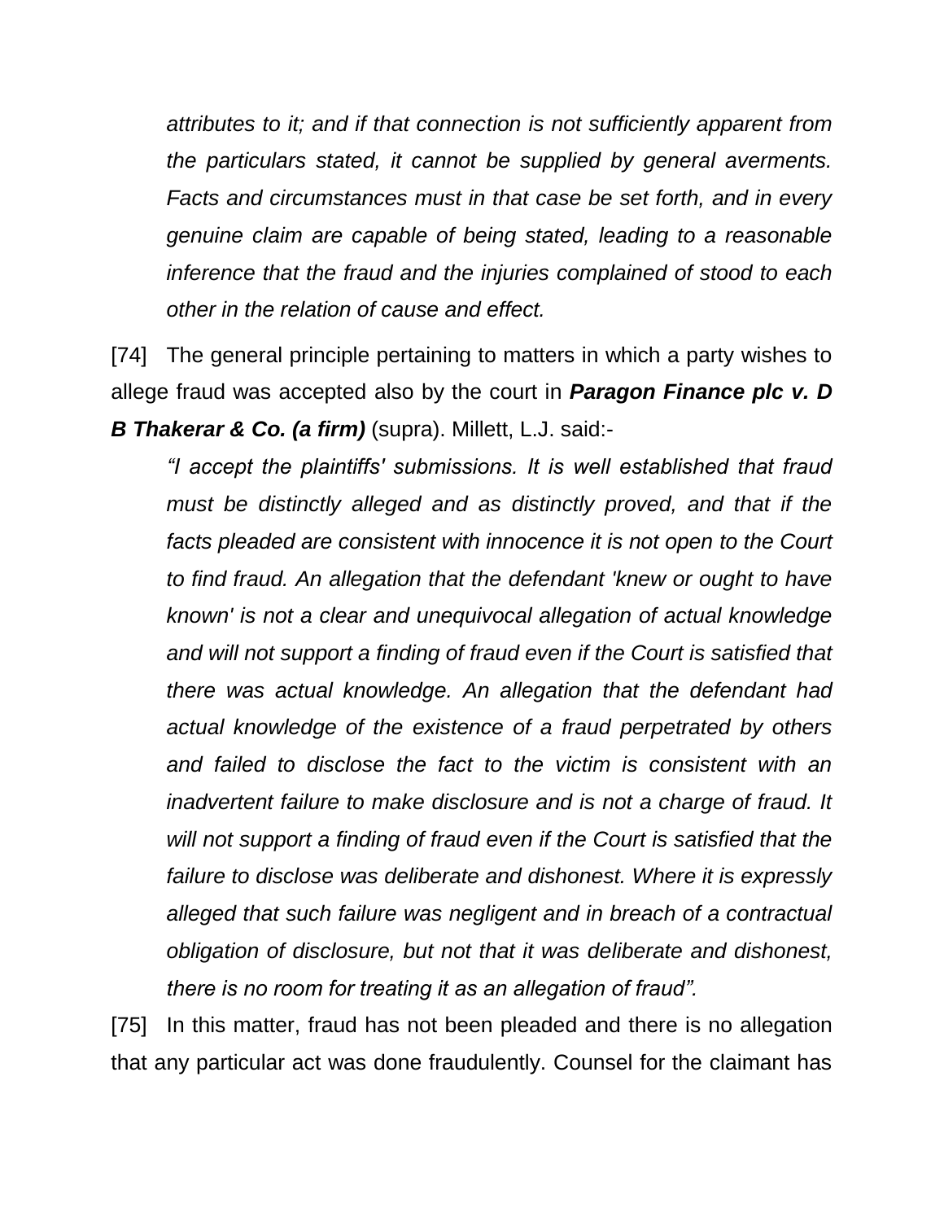*attributes to it; and if that connection is not sufficiently apparent from the particulars stated, it cannot be supplied by general averments. Facts and circumstances must in that case be set forth, and in every genuine claim are capable of being stated, leading to a reasonable inference that the fraud and the injuries complained of stood to each other in the relation of cause and effect.*

[74] The general principle pertaining to matters in which a party wishes to allege fraud was accepted also by the court in ***Paragon Finance plc v. D B Thakerar & Co. (a firm)*** (supra). Millett, L.J. said:-

> *"I accept the plaintiffs' submissions. It is well established that fraud must be distinctly alleged and as distinctly proved, and that if the facts pleaded are consistent with innocence it is not open to the Court to find fraud. An allegation that the defendant 'knew or ought to have known' is not a clear and unequivocal allegation of actual knowledge and will not support a finding of fraud even if the Court is satisfied that there was actual knowledge. An allegation that the defendant had actual knowledge of the existence of a fraud perpetrated by others and failed to disclose the fact to the victim is consistent with an inadvertent failure to make disclosure and is not a charge of fraud. It will not support a finding of fraud even if the Court is satisfied that the failure to disclose was deliberate and dishonest. Where it is expressly alleged that such failure was negligent and in breach of a contractual obligation of disclosure, but not that it was deliberate and dishonest, there is no room for treating it as an allegation of fraud".*

[75] In this matter, fraud has not been pleaded and there is no allegation that any particular act was done fraudulently. Counsel for the claimant has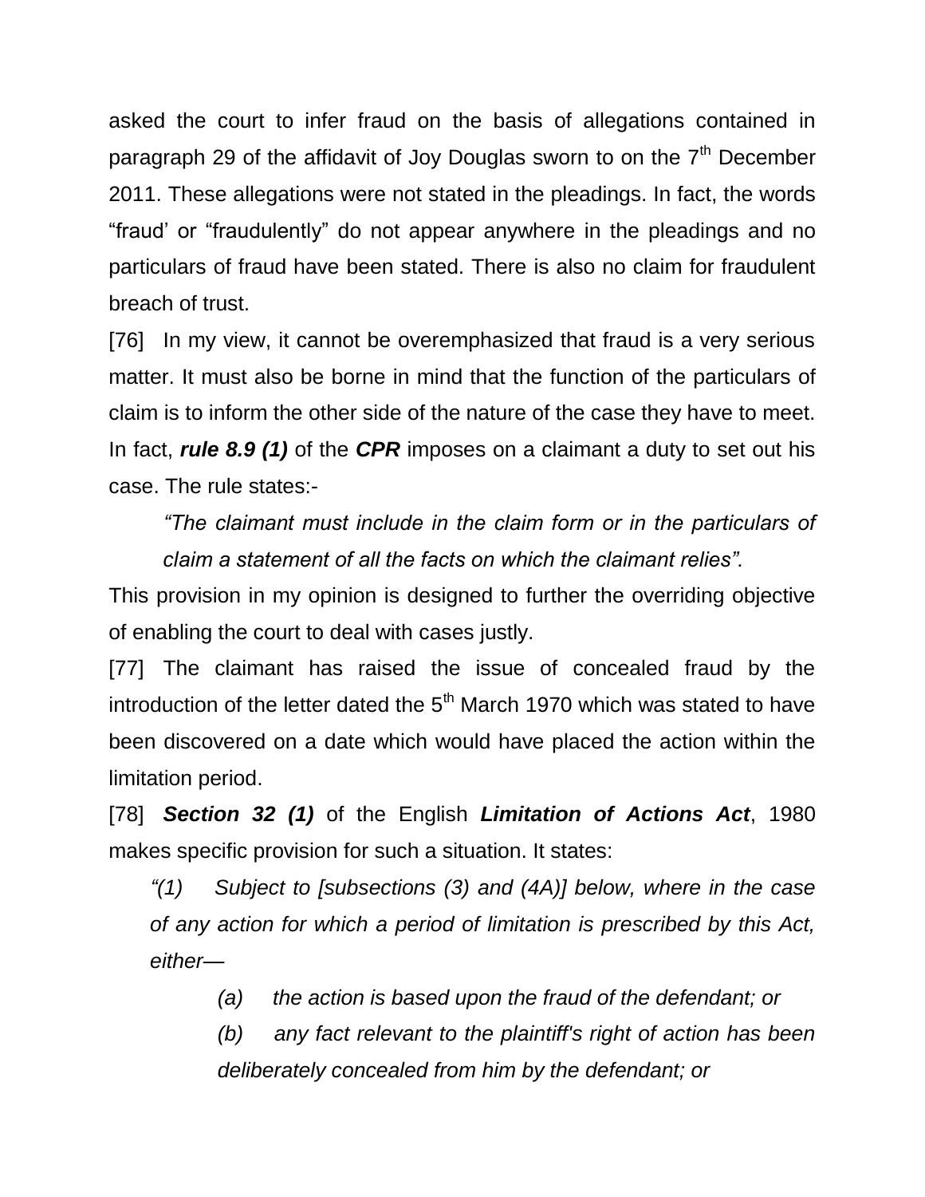asked the court to infer fraud on the basis of allegations contained in paragraph 29 of the affidavit of Joy Douglas sworn to on the 7th December 2011. These allegations were not stated in the pleadings. In fact, the words "fraud' or "fraudulently" do not appear anywhere in the pleadings and no particulars of fraud have been stated. There is also no claim for fraudulent breach of trust.

[76] In my view, it cannot be overemphasized that fraud is a very serious matter. It must also be borne in mind that the function of the particulars of claim is to inform the other side of the nature of the case they have to meet. In fact, ***rule 8.9 (1)*** of the ***CPR*** imposes on a claimant a duty to set out his case. The rule states:-

> *"The claimant must include in the claim form or in the particulars of claim a statement of all the facts on which the claimant relies".*

This provision in my opinion is designed to further the overriding objective of enabling the court to deal with cases justly.

[77] The claimant has raised the issue of concealed fraud by the introduction of the letter dated the 5th March 1970 which was stated to have been discovered on a date which would have placed the action within the limitation period.

[78] ***Section 32 (1)*** of the English ***Limitation of Actions Act***, 1980 makes specific provision for such a situation. It states:

> *"(1) Subject to [subsections (3) and (4A)] below, where in the case of any action for which a period of limitation is prescribed by this Act, either—*
>
> > *(a) the action is based upon the fraud of the defendant; or*
> >
> > *(b) any fact relevant to the plaintiff's right of action has been deliberately concealed from him by the defendant; or*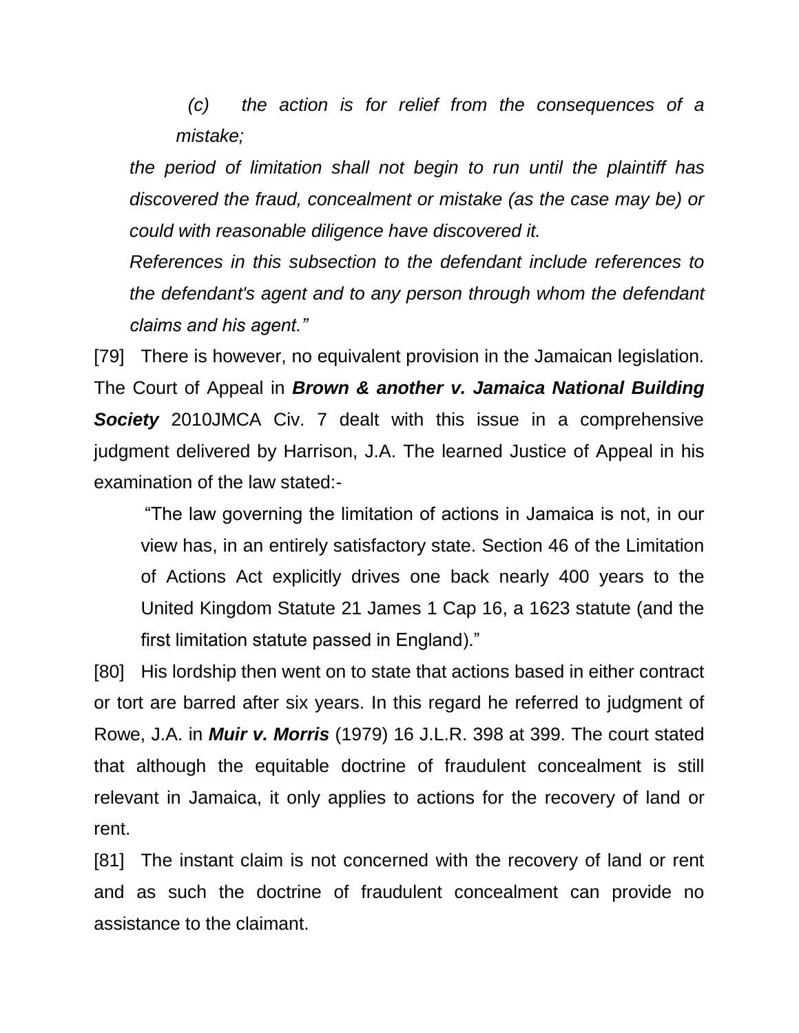> *(c) the action is for relief from the consequences of a mistake;*
>
> *the period of limitation shall not begin to run until the plaintiff has discovered the fraud, concealment or mistake (as the case may be) or could with reasonable diligence have discovered it.*
>
> *References in this subsection to the defendant include references to the defendant's agent and to any person through whom the defendant claims and his agent."*

[79] There is however, no equivalent provision in the Jamaican legislation. The Court of Appeal in ***Brown & another v. Jamaica National Building Society*** 2010JMCA Civ. 7 dealt with this issue in a comprehensive judgment delivered by Harrison, J.A. The learned Justice of Appeal in his examination of the law stated:-

> "The law governing the limitation of actions in Jamaica is not, in our view has, in an entirely satisfactory state. Section 46 of the Limitation of Actions Act explicitly drives one back nearly 400 years to the United Kingdom Statute 21 James 1 Cap 16, a 1623 statute (and the first limitation statute passed in England)."

[80] His lordship then went on to state that actions based in either contract or tort are barred after six years. In this regard he referred to judgment of Rowe, J.A. in ***Muir v. Morris*** (1979) 16 J.L.R. 398 at 399. The court stated that although the equitable doctrine of fraudulent concealment is still relevant in Jamaica, it only applies to actions for the recovery of land or rent.

[81] The instant claim is not concerned with the recovery of land or rent and as such the doctrine of fraudulent concealment can provide no assistance to the claimant.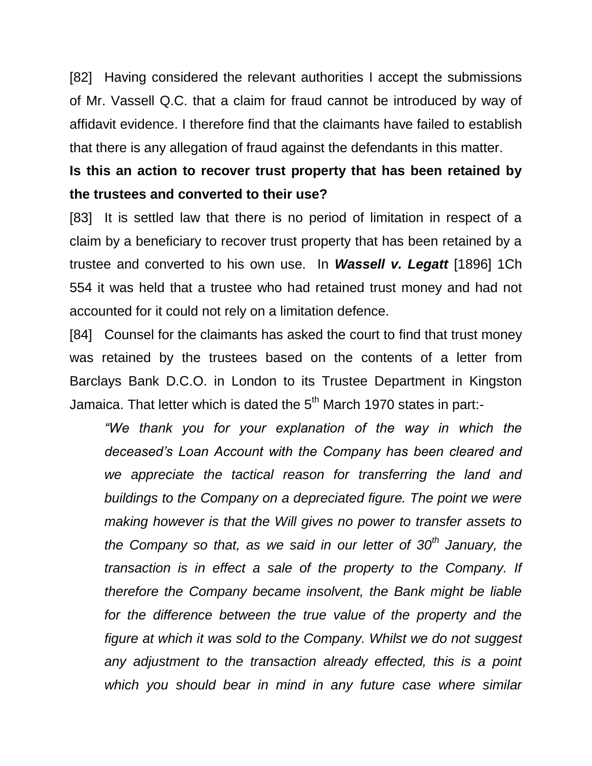[82] Having considered the relevant authorities I accept the submissions of Mr. Vassell Q.C. that a claim for fraud cannot be introduced by way of affidavit evidence. I therefore find that the claimants have failed to establish that there is any allegation of fraud against the defendants in this matter.

**Is this an action to recover trust property that has been retained by the trustees and converted to their use?**

[83] It is settled law that there is no period of limitation in respect of a claim by a beneficiary to recover trust property that has been retained by a trustee and converted to his own use. In ***Wassell v. Legatt*** [1896] 1Ch 554 it was held that a trustee who had retained trust money and had not accounted for it could not rely on a limitation defence.

[84] Counsel for the claimants has asked the court to find that trust money was retained by the trustees based on the contents of a letter from Barclays Bank D.C.O. in London to its Trustee Department in Kingston Jamaica. That letter which is dated the 5th March 1970 states in part:-

> *"We thank you for your explanation of the way in which the deceased's Loan Account with the Company has been cleared and we appreciate the tactical reason for transferring the land and buildings to the Company on a depreciated figure. The point we were making however is that the Will gives no power to transfer assets to the Company so that, as we said in our letter of 30th January, the transaction is in effect a sale of the property to the Company. If therefore the Company became insolvent, the Bank might be liable for the difference between the true value of the property and the figure at which it was sold to the Company. Whilst we do not suggest any adjustment to the transaction already effected, this is a point which you should bear in mind in any future case where similar*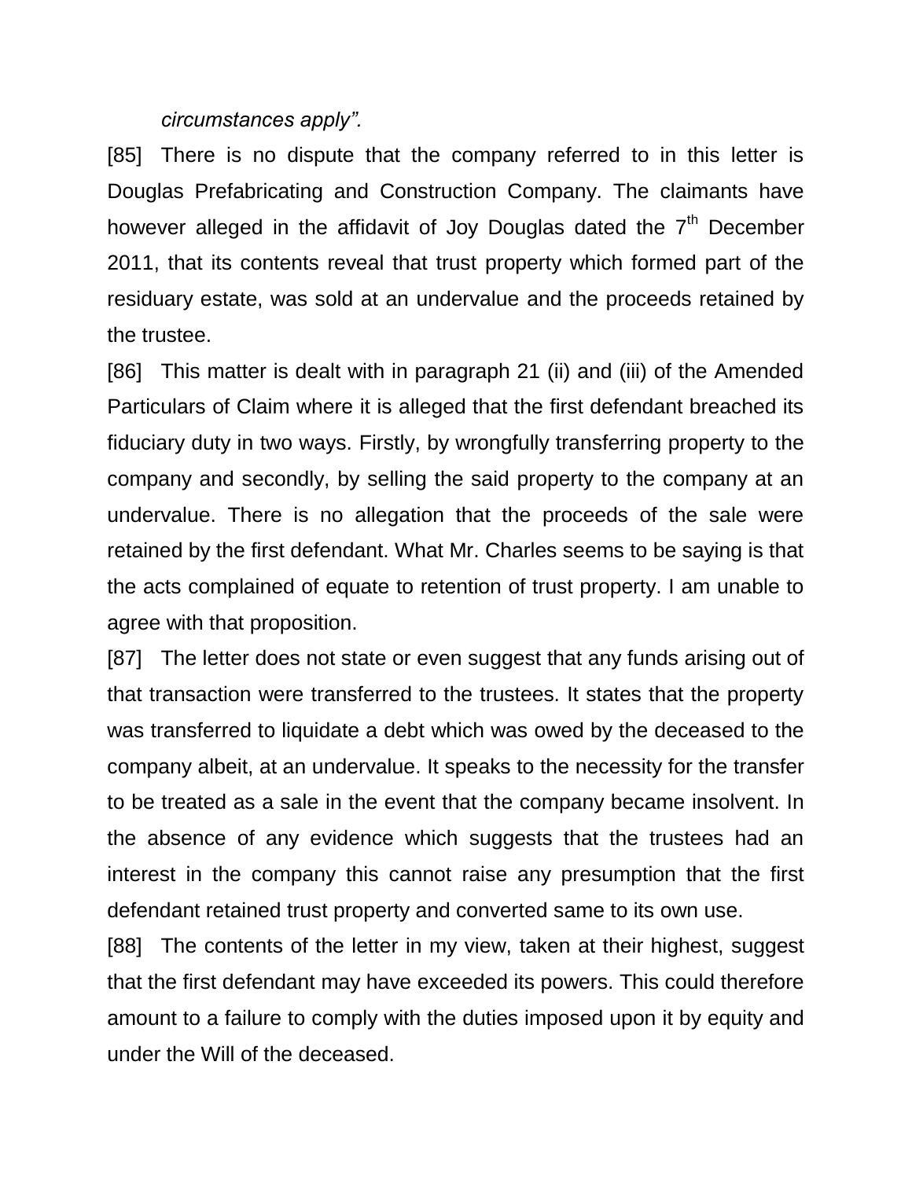*circumstances apply".*

[85] There is no dispute that the company referred to in this letter is Douglas Prefabricating and Construction Company. The claimants have however alleged in the affidavit of Joy Douglas dated the 7th December 2011, that its contents reveal that trust property which formed part of the residuary estate, was sold at an undervalue and the proceeds retained by the trustee.

[86] This matter is dealt with in paragraph 21 (ii) and (iii) of the Amended Particulars of Claim where it is alleged that the first defendant breached its fiduciary duty in two ways. Firstly, by wrongfully transferring property to the company and secondly, by selling the said property to the company at an undervalue. There is no allegation that the proceeds of the sale were retained by the first defendant. What Mr. Charles seems to be saying is that the acts complained of equate to retention of trust property. I am unable to agree with that proposition.

[87] The letter does not state or even suggest that any funds arising out of that transaction were transferred to the trustees. It states that the property was transferred to liquidate a debt which was owed by the deceased to the company albeit, at an undervalue. It speaks to the necessity for the transfer to be treated as a sale in the event that the company became insolvent. In the absence of any evidence which suggests that the trustees had an interest in the company this cannot raise any presumption that the first defendant retained trust property and converted same to its own use.

[88] The contents of the letter in my view, taken at their highest, suggest that the first defendant may have exceeded its powers. This could therefore amount to a failure to comply with the duties imposed upon it by equity and under the Will of the deceased.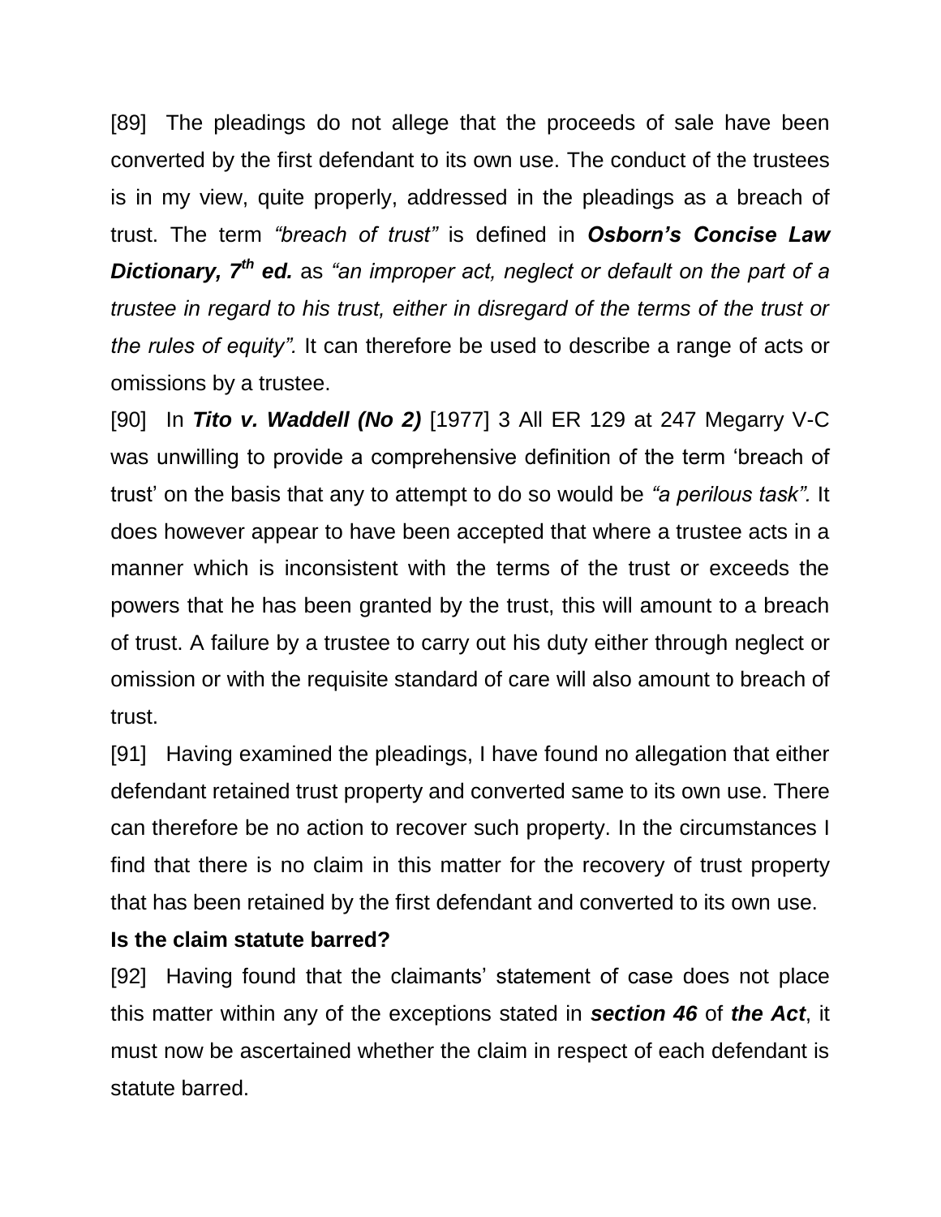[89] The pleadings do not allege that the proceeds of sale have been converted by the first defendant to its own use. The conduct of the trustees is in my view, quite properly, addressed in the pleadings as a breach of trust. The term *"breach of trust"* is defined in ***Osborn's Concise Law Dictionary, 7th ed.*** as *"an improper act, neglect or default on the part of a trustee in regard to his trust, either in disregard of the terms of the trust or the rules of equity".* It can therefore be used to describe a range of acts or omissions by a trustee.

[90] In ***Tito v. Waddell (No 2)*** [1977] 3 All ER 129 at 247 Megarry V-C was unwilling to provide a comprehensive definition of the term 'breach of trust' on the basis that any to attempt to do so would be *"a perilous task".* It does however appear to have been accepted that where a trustee acts in a manner which is inconsistent with the terms of the trust or exceeds the powers that he has been granted by the trust, this will amount to a breach of trust. A failure by a trustee to carry out his duty either through neglect or omission or with the requisite standard of care will also amount to breach of trust.

[91] Having examined the pleadings, I have found no allegation that either defendant retained trust property and converted same to its own use. There can therefore be no action to recover such property. In the circumstances I find that there is no claim in this matter for the recovery of trust property that has been retained by the first defendant and converted to its own use.

**Is the claim statute barred?**

[92] Having found that the claimants' statement of case does not place this matter within any of the exceptions stated in ***section 46*** of ***the Act***, it must now be ascertained whether the claim in respect of each defendant is statute barred.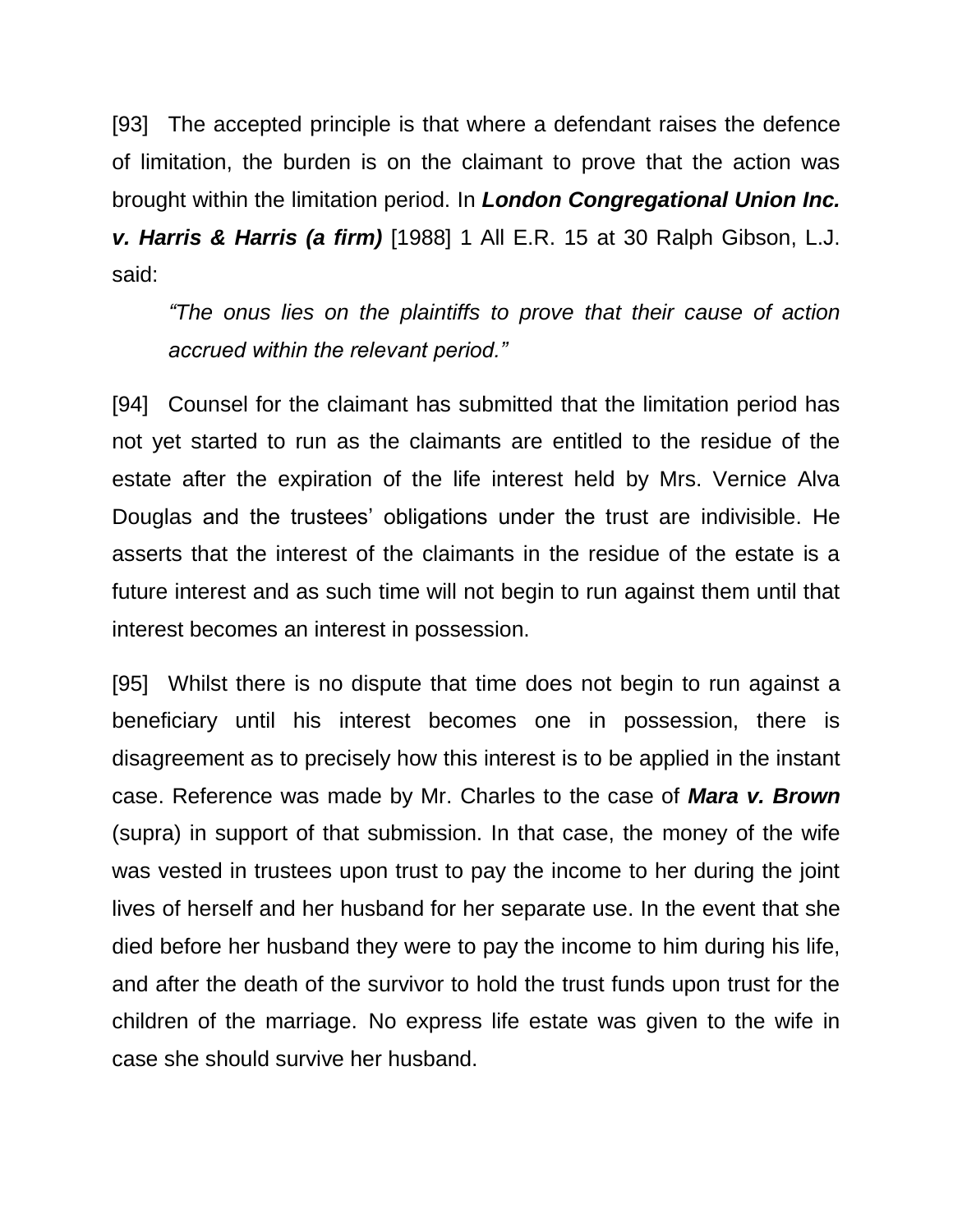[93] The accepted principle is that where a defendant raises the defence of limitation, the burden is on the claimant to prove that the action was brought within the limitation period. In ***London Congregational Union Inc. v. Harris & Harris (a firm)*** [1988] 1 All E.R. 15 at 30 Ralph Gibson, L.J. said:

> *"The onus lies on the plaintiffs to prove that their cause of action accrued within the relevant period."*

[94] Counsel for the claimant has submitted that the limitation period has not yet started to run as the claimants are entitled to the residue of the estate after the expiration of the life interest held by Mrs. Vernice Alva Douglas and the trustees' obligations under the trust are indivisible. He asserts that the interest of the claimants in the residue of the estate is a future interest and as such time will not begin to run against them until that interest becomes an interest in possession.

[95] Whilst there is no dispute that time does not begin to run against a beneficiary until his interest becomes one in possession, there is disagreement as to precisely how this interest is to be applied in the instant case. Reference was made by Mr. Charles to the case of ***Mara v. Brown*** (supra) in support of that submission. In that case, the money of the wife was vested in trustees upon trust to pay the income to her during the joint lives of herself and her husband for her separate use. In the event that she died before her husband they were to pay the income to him during his life, and after the death of the survivor to hold the trust funds upon trust for the children of the marriage. No express life estate was given to the wife in case she should survive her husband.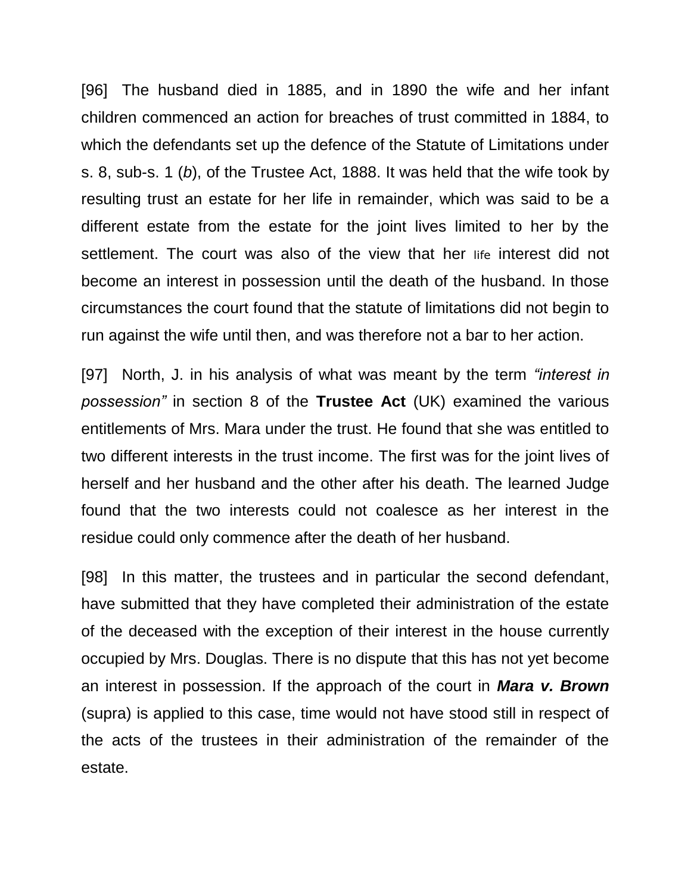[96] The husband died in 1885, and in 1890 the wife and her infant children commenced an action for breaches of trust committed in 1884, to which the defendants set up the defence of the Statute of Limitations under s. 8, sub-s. 1 (*b*), of the Trustee Act, 1888. It was held that the wife took by resulting trust an estate for her life in remainder, which was said to be a different estate from the estate for the joint lives limited to her by the settlement. The court was also of the view that her life interest did not become an interest in possession until the death of the husband. In those circumstances the court found that the statute of limitations did not begin to run against the wife until then, and was therefore not a bar to her action.

[97] North, J. in his analysis of what was meant by the term *"interest in possession"* in section 8 of the **Trustee Act** (UK) examined the various entitlements of Mrs. Mara under the trust. He found that she was entitled to two different interests in the trust income. The first was for the joint lives of herself and her husband and the other after his death. The learned Judge found that the two interests could not coalesce as her interest in the residue could only commence after the death of her husband.

[98] In this matter, the trustees and in particular the second defendant, have submitted that they have completed their administration of the estate of the deceased with the exception of their interest in the house currently occupied by Mrs. Douglas. There is no dispute that this has not yet become an interest in possession. If the approach of the court in ***Mara v. Brown*** (supra) is applied to this case, time would not have stood still in respect of the acts of the trustees in their administration of the remainder of the estate.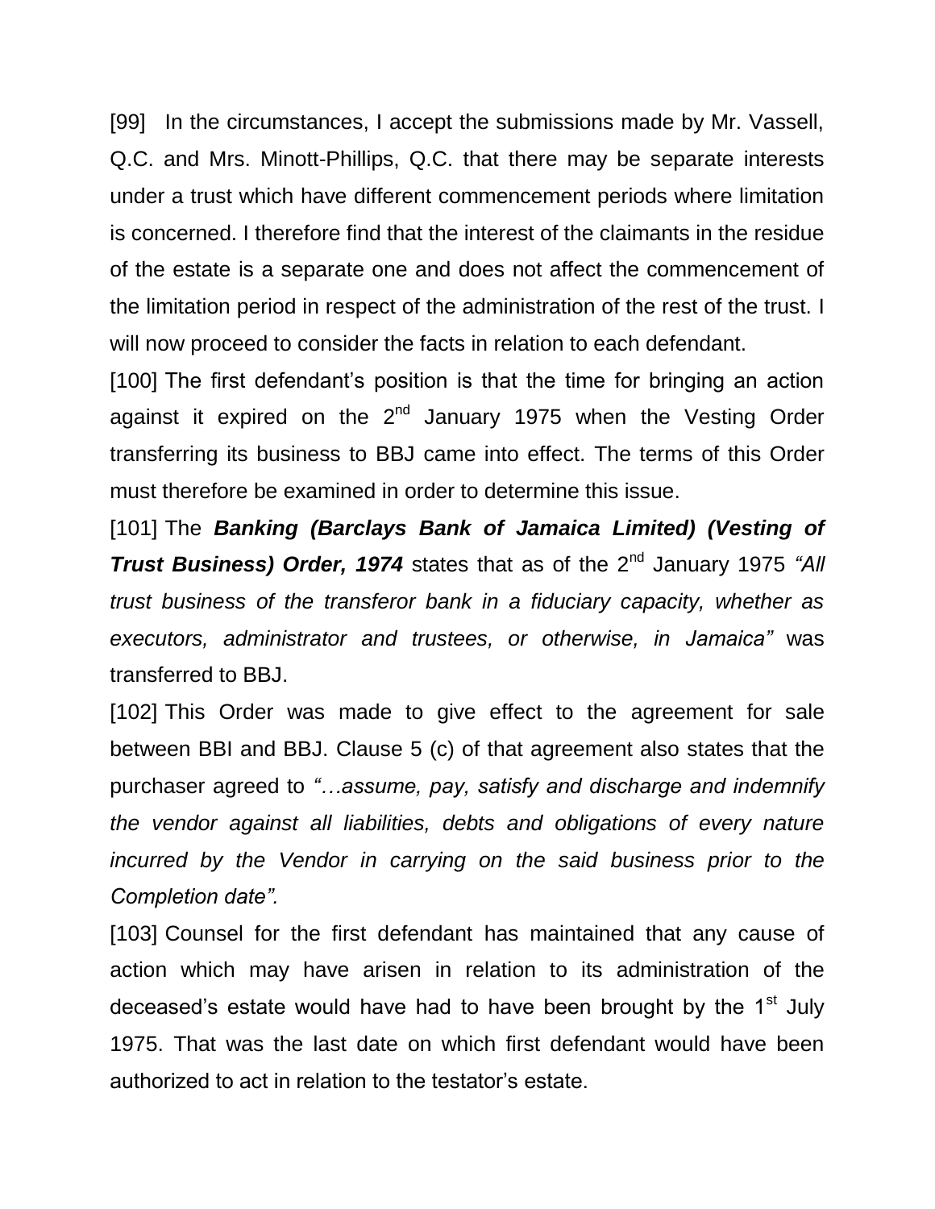[99] In the circumstances, I accept the submissions made by Mr. Vassell, Q.C. and Mrs. Minott-Phillips, Q.C. that there may be separate interests under a trust which have different commencement periods where limitation is concerned. I therefore find that the interest of the claimants in the residue of the estate is a separate one and does not affect the commencement of the limitation period in respect of the administration of the rest of the trust. I will now proceed to consider the facts in relation to each defendant.

[100] The first defendant's position is that the time for bringing an action against it expired on the 2nd January 1975 when the Vesting Order transferring its business to BBJ came into effect. The terms of this Order must therefore be examined in order to determine this issue.

[101] The ***Banking (Barclays Bank of Jamaica Limited) (Vesting of Trust Business) Order, 1974*** states that as of the 2nd January 1975 *"All trust business of the transferor bank in a fiduciary capacity, whether as executors, administrator and trustees, or otherwise, in Jamaica"* was transferred to BBJ.

[102] This Order was made to give effect to the agreement for sale between BBI and BBJ. Clause 5 (c) of that agreement also states that the purchaser agreed to *"…assume, pay, satisfy and discharge and indemnify the vendor against all liabilities, debts and obligations of every nature incurred by the Vendor in carrying on the said business prior to the Completion date".*

[103] Counsel for the first defendant has maintained that any cause of action which may have arisen in relation to its administration of the deceased's estate would have had to have been brought by the 1st July 1975. That was the last date on which first defendant would have been authorized to act in relation to the testator's estate.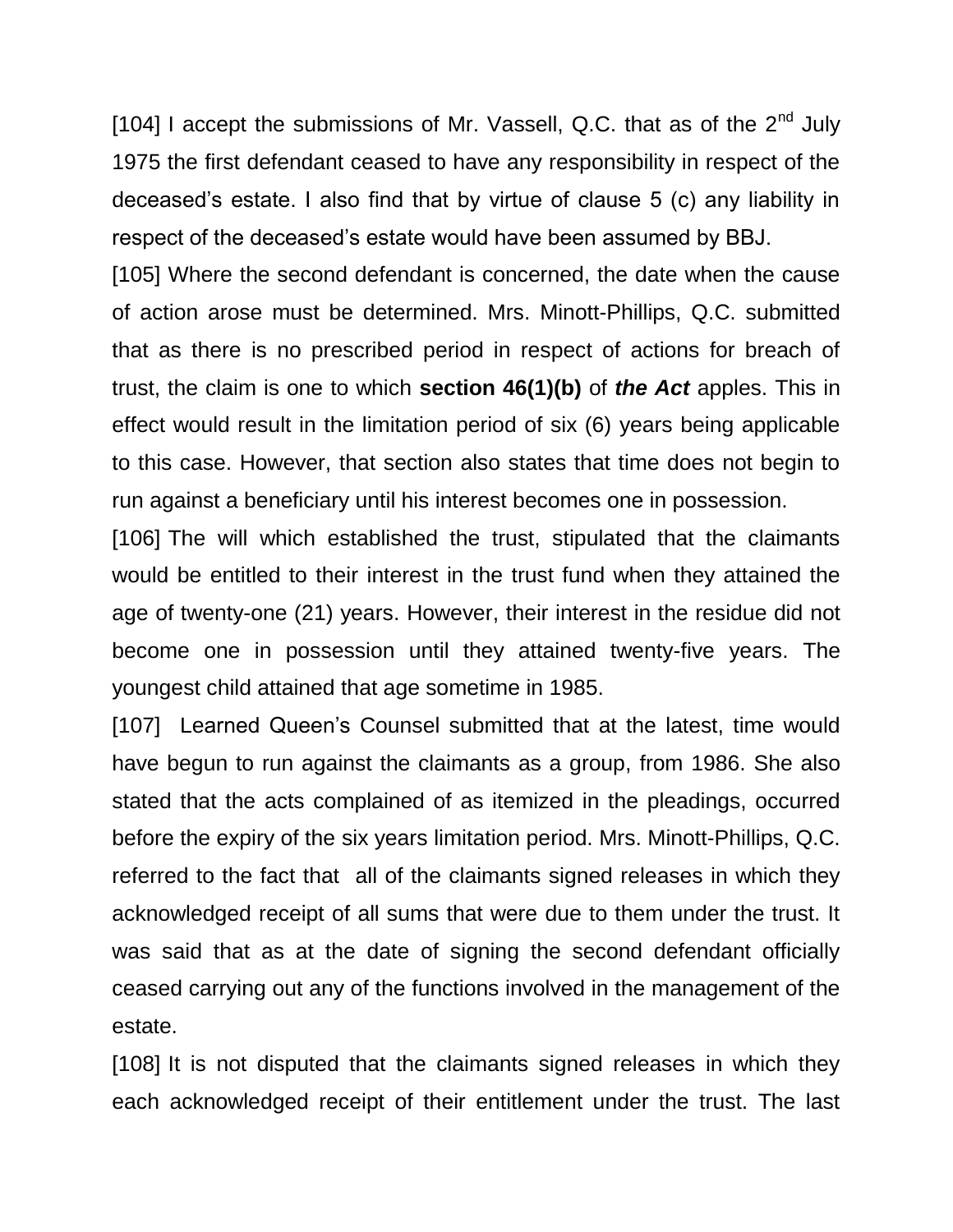[104] I accept the submissions of Mr. Vassell, Q.C. that as of the 2nd July 1975 the first defendant ceased to have any responsibility in respect of the deceased's estate. I also find that by virtue of clause 5 (c) any liability in respect of the deceased's estate would have been assumed by BBJ.

[105] Where the second defendant is concerned, the date when the cause of action arose must be determined. Mrs. Minott-Phillips, Q.C. submitted that as there is no prescribed period in respect of actions for breach of trust, the claim is one to which **section 46(1)(b)** of ***the Act*** apples. This in effect would result in the limitation period of six (6) years being applicable to this case. However, that section also states that time does not begin to run against a beneficiary until his interest becomes one in possession.

[106] The will which established the trust, stipulated that the claimants would be entitled to their interest in the trust fund when they attained the age of twenty-one (21) years. However, their interest in the residue did not become one in possession until they attained twenty-five years. The youngest child attained that age sometime in 1985.

[107] Learned Queen's Counsel submitted that at the latest, time would have begun to run against the claimants as a group, from 1986. She also stated that the acts complained of as itemized in the pleadings, occurred before the expiry of the six years limitation period. Mrs. Minott-Phillips, Q.C. referred to the fact that all of the claimants signed releases in which they acknowledged receipt of all sums that were due to them under the trust. It was said that as at the date of signing the second defendant officially ceased carrying out any of the functions involved in the management of the estate.

[108] It is not disputed that the claimants signed releases in which they each acknowledged receipt of their entitlement under the trust. The last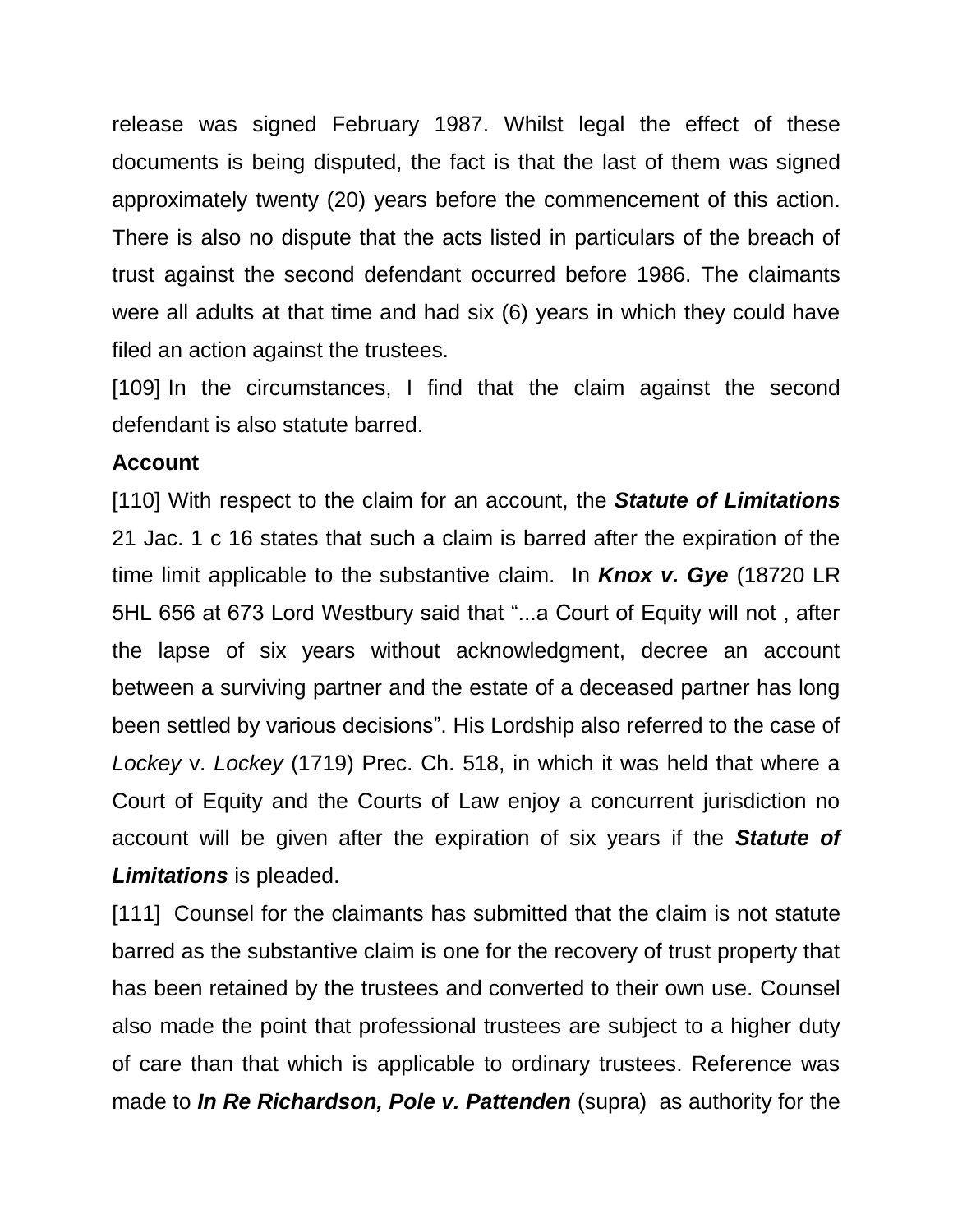release was signed February 1987. Whilst legal the effect of these documents is being disputed, the fact is that the last of them was signed approximately twenty (20) years before the commencement of this action. There is also no dispute that the acts listed in particulars of the breach of trust against the second defendant occurred before 1986. The claimants were all adults at that time and had six (6) years in which they could have filed an action against the trustees.

[109] In the circumstances, I find that the claim against the second defendant is also statute barred.

**Account**

[110] With respect to the claim for an account, the ***Statute of Limitations*** 21 Jac. 1 c 16 states that such a claim is barred after the expiration of the time limit applicable to the substantive claim. In ***Knox v. Gye*** (18720 LR 5HL 656 at 673 Lord Westbury said that "...a Court of Equity will not , after the lapse of six years without acknowledgment, decree an account between a surviving partner and the estate of a deceased partner has long been settled by various decisions". His Lordship also referred to the case of *Lockey* v. *Lockey* (1719) Prec. Ch. 518, in which it was held that where a Court of Equity and the Courts of Law enjoy a concurrent jurisdiction no account will be given after the expiration of six years if the ***Statute of Limitations*** is pleaded.

[111] Counsel for the claimants has submitted that the claim is not statute barred as the substantive claim is one for the recovery of trust property that has been retained by the trustees and converted to their own use. Counsel also made the point that professional trustees are subject to a higher duty of care than that which is applicable to ordinary trustees. Reference was made to ***In Re Richardson, Pole v. Pattenden*** (supra) as authority for the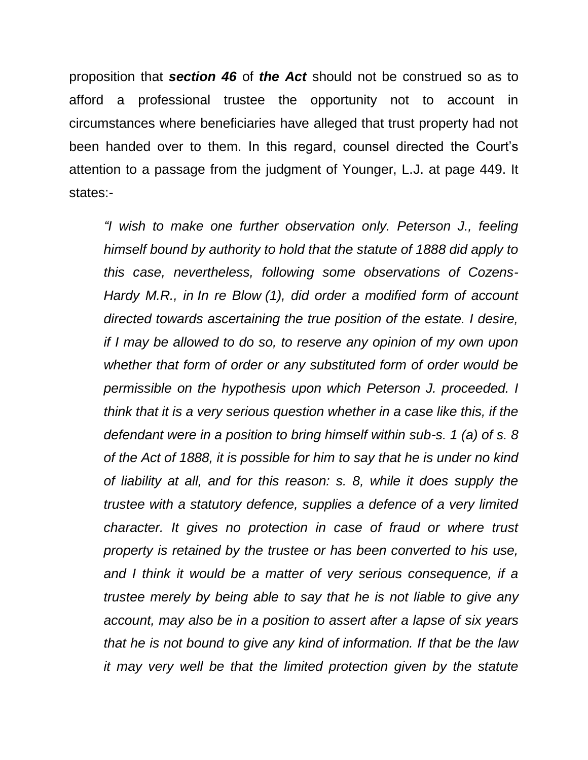proposition that ***section 46*** of ***the Act*** should not be construed so as to afford a professional trustee the opportunity not to account in circumstances where beneficiaries have alleged that trust property had not been handed over to them. In this regard, counsel directed the Court's attention to a passage from the judgment of Younger, L.J. at page 449. It states:-

> *"I wish to make one further observation only. Peterson J., feeling himself bound by authority to hold that the statute of 1888 did apply to this case, nevertheless, following some observations of Cozens-Hardy M.R., in In re Blow (1), did order a modified form of account directed towards ascertaining the true position of the estate. I desire, if I may be allowed to do so, to reserve any opinion of my own upon whether that form of order or any substituted form of order would be permissible on the hypothesis upon which Peterson J. proceeded. I think that it is a very serious question whether in a case like this, if the defendant were in a position to bring himself within sub-s. 1 (a) of s. 8 of the Act of 1888, it is possible for him to say that he is under no kind of liability at all, and for this reason: s. 8, while it does supply the trustee with a statutory defence, supplies a defence of a very limited character. It gives no protection in case of fraud or where trust property is retained by the trustee or has been converted to his use, and I think it would be a matter of very serious consequence, if a trustee merely by being able to say that he is not liable to give any account, may also be in a position to assert after a lapse of six years that he is not bound to give any kind of information. If that be the law it may very well be that the limited protection given by the statute*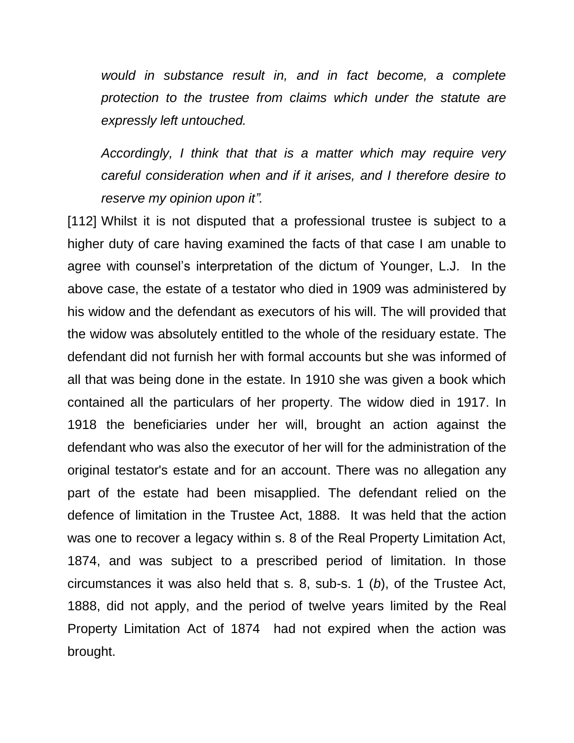*would in substance result in, and in fact become, a complete protection to the trustee from claims which under the statute are expressly left untouched.*

*Accordingly, I think that that is a matter which may require very careful consideration when and if it arises, and I therefore desire to reserve my opinion upon it".*

[112] Whilst it is not disputed that a professional trustee is subject to a higher duty of care having examined the facts of that case I am unable to agree with counsel's interpretation of the dictum of Younger, L.J. In the above case, the estate of a testator who died in 1909 was administered by his widow and the defendant as executors of his will. The will provided that the widow was absolutely entitled to the whole of the residuary estate. The defendant did not furnish her with formal accounts but she was informed of all that was being done in the estate. In 1910 she was given a book which contained all the particulars of her property. The widow died in 1917. In 1918 the beneficiaries under her will, brought an action against the defendant who was also the executor of her will for the administration of the original testator's estate and for an account. There was no allegation any part of the estate had been misapplied. The defendant relied on the defence of limitation in the Trustee Act, 1888. It was held that the action was one to recover a legacy within s. 8 of the Real Property Limitation Act, 1874, and was subject to a prescribed period of limitation. In those circumstances it was also held that s. 8, sub-s. 1 (*b*), of the Trustee Act, 1888, did not apply, and the period of twelve years limited by the Real Property Limitation Act of 1874 had not expired when the action was brought.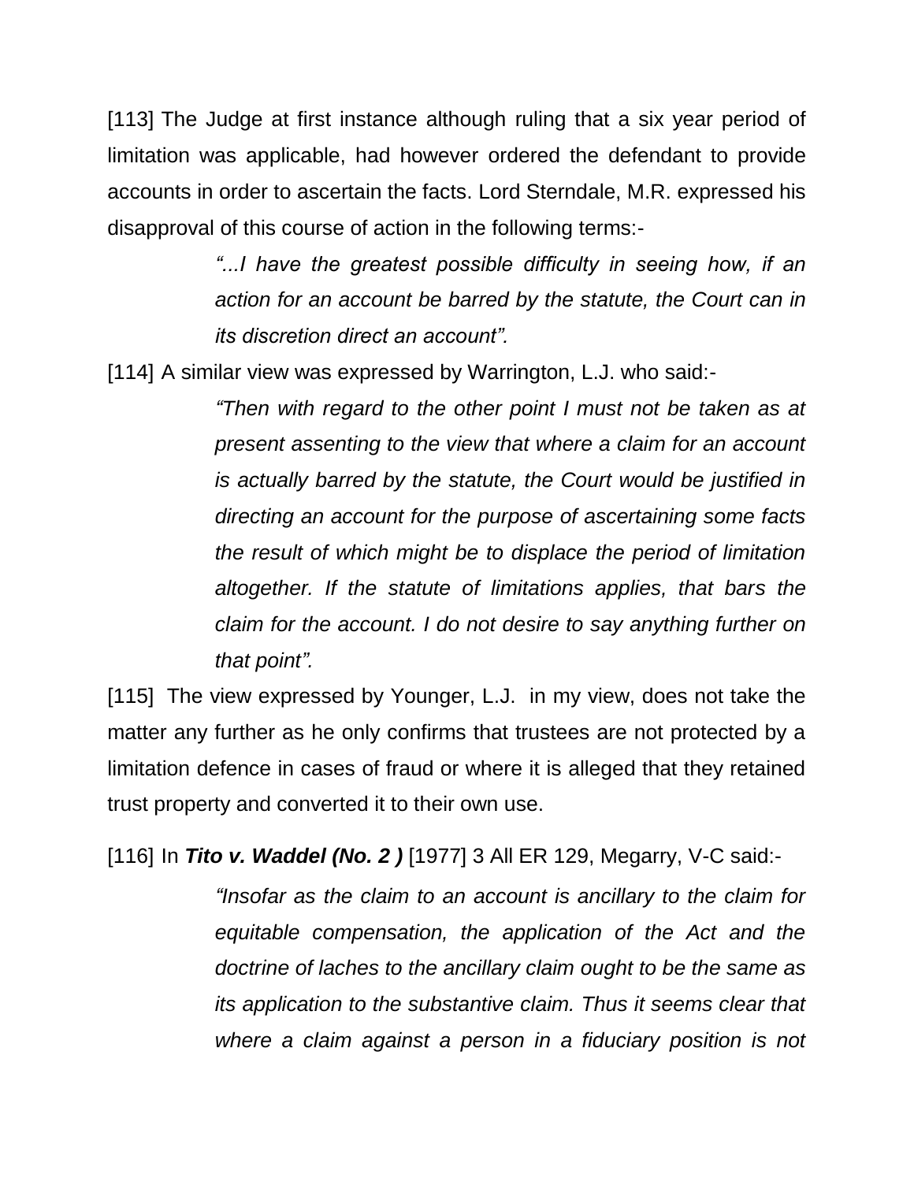[113] The Judge at first instance although ruling that a six year period of limitation was applicable, had however ordered the defendant to provide accounts in order to ascertain the facts. Lord Sterndale, M.R. expressed his disapproval of this course of action in the following terms:-

> *"...I have the greatest possible difficulty in seeing how, if an action for an account be barred by the statute, the Court can in its discretion direct an account".*

[114] A similar view was expressed by Warrington, L.J. who said:-

> *"Then with regard to the other point I must not be taken as at present assenting to the view that where a claim for an account is actually barred by the statute, the Court would be justified in directing an account for the purpose of ascertaining some facts the result of which might be to displace the period of limitation altogether. If the statute of limitations applies, that bars the claim for the account. I do not desire to say anything further on that point".*

[115] The view expressed by Younger, L.J. in my view, does not take the matter any further as he only confirms that trustees are not protected by a limitation defence in cases of fraud or where it is alleged that they retained trust property and converted it to their own use.

[116] In ***Tito v. Waddel (No. 2 )*** [1977] 3 All ER 129, Megarry, V-C said:-

> *"Insofar as the claim to an account is ancillary to the claim for equitable compensation, the application of the Act and the doctrine of laches to the ancillary claim ought to be the same as its application to the substantive claim. Thus it seems clear that where a claim against a person in a fiduciary position is not*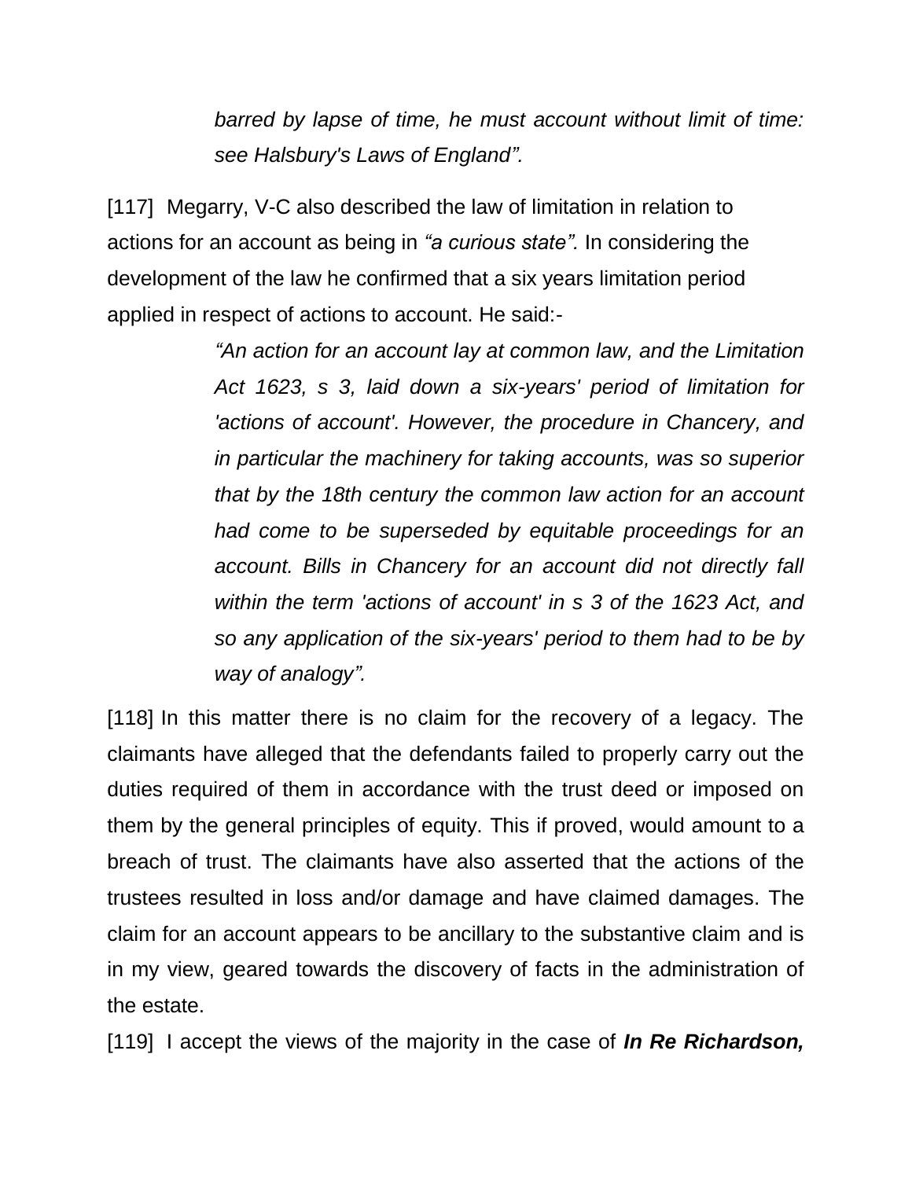> *barred by lapse of time, he must account without limit of time: see Halsbury's Laws of England".*

[117] Megarry, V-C also described the law of limitation in relation to actions for an account as being in *"a curious state".* In considering the development of the law he confirmed that a six years limitation period applied in respect of actions to account. He said:-

> *"An action for an account lay at common law, and the Limitation Act 1623, s 3, laid down a six-years' period of limitation for 'actions of account'. However, the procedure in Chancery, and in particular the machinery for taking accounts, was so superior that by the 18th century the common law action for an account had come to be superseded by equitable proceedings for an account. Bills in Chancery for an account did not directly fall within the term 'actions of account' in s 3 of the 1623 Act, and so any application of the six-years' period to them had to be by way of analogy".*

[118] In this matter there is no claim for the recovery of a legacy. The claimants have alleged that the defendants failed to properly carry out the duties required of them in accordance with the trust deed or imposed on them by the general principles of equity. This if proved, would amount to a breach of trust. The claimants have also asserted that the actions of the trustees resulted in loss and/or damage and have claimed damages. The claim for an account appears to be ancillary to the substantive claim and is in my view, geared towards the discovery of facts in the administration of the estate.

[119] I accept the views of the majority in the case of ***In Re Richardson,***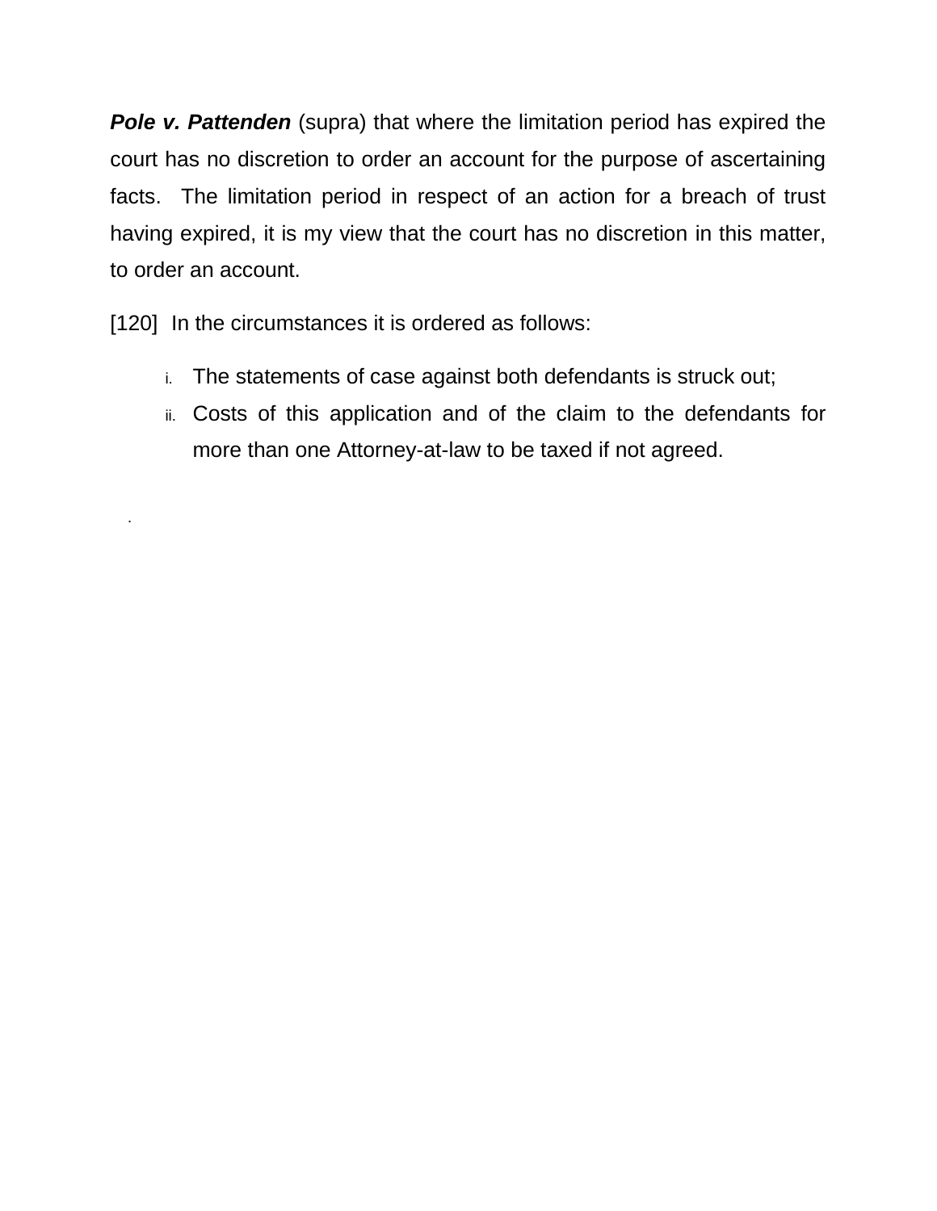***Pole v. Pattenden*** (supra) that where the limitation period has expired the court has no discretion to order an account for the purpose of ascertaining facts. The limitation period in respect of an action for a breach of trust having expired, it is my view that the court has no discretion in this matter, to order an account.

[120] In the circumstances it is ordered as follows:

i. The statements of case against both defendants is struck out;
ii. Costs of this application and of the claim to the defendants for more than one Attorney-at-law to be taxed if not agreed.

.